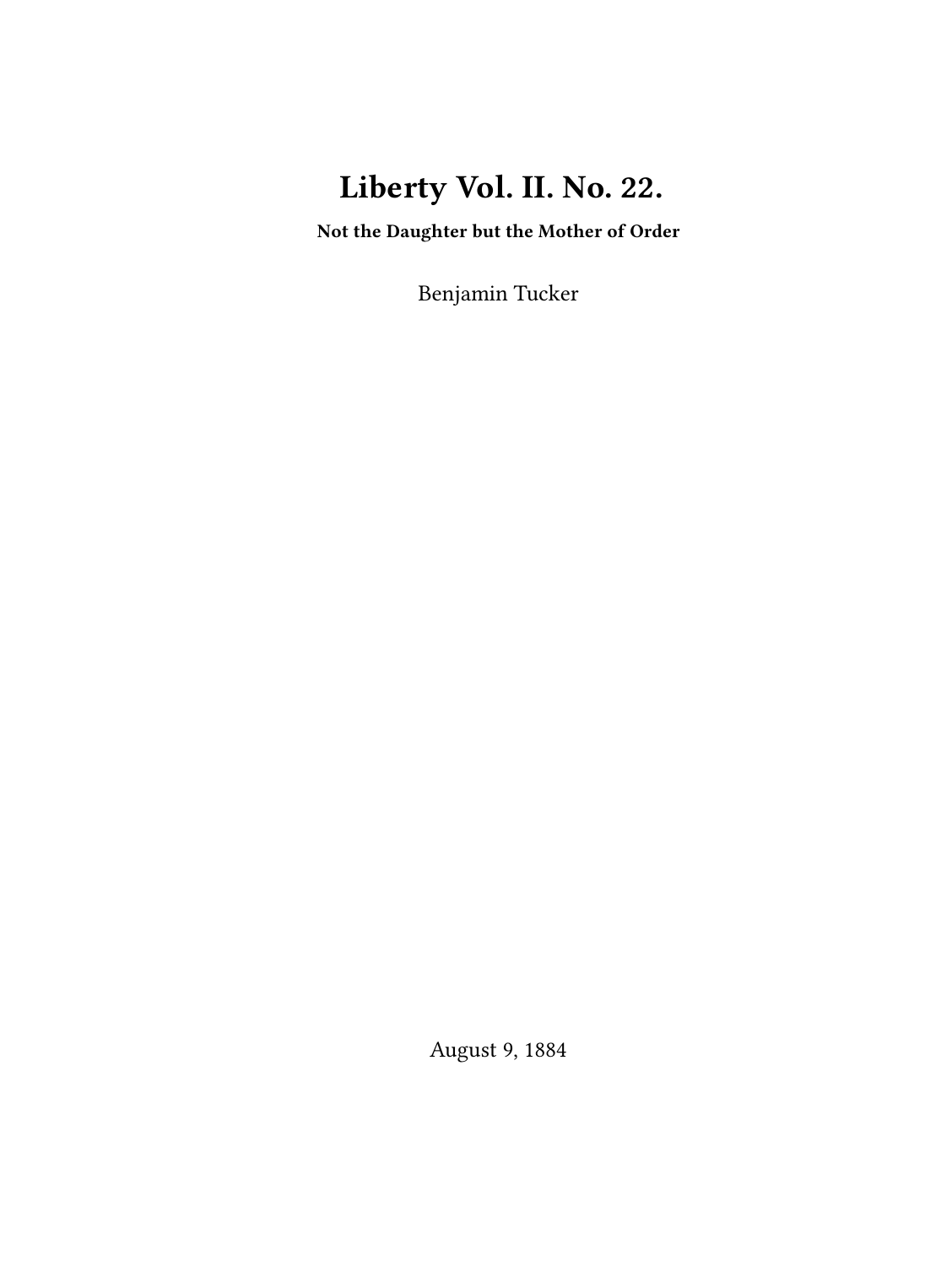# Liberty Vol. II. No. 22.

**Not the Daughter but the Mother of Order**

Benjamin Tucker

August 9, 1884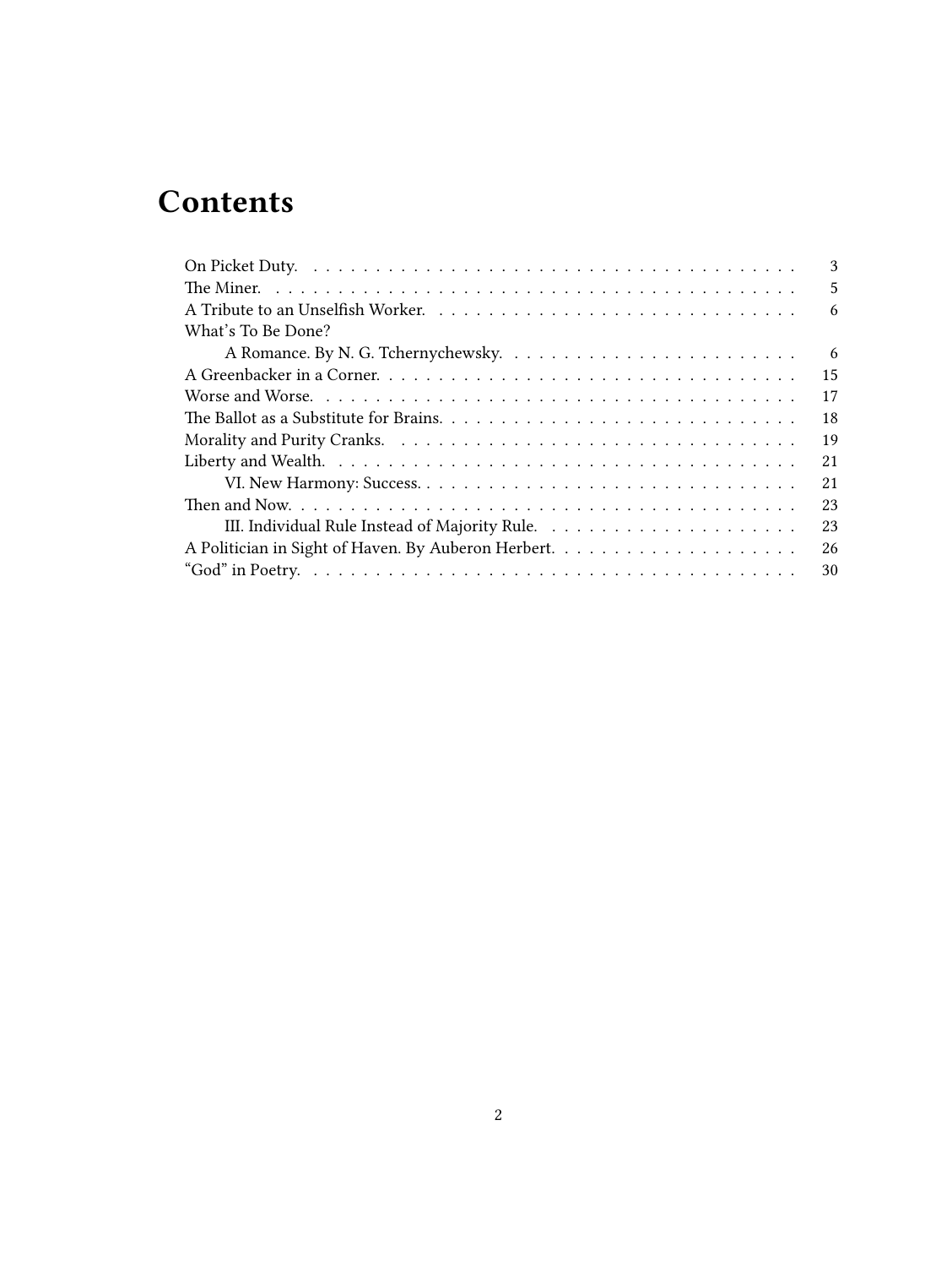# Contents

- On Picket Duty. 3
- The Miner. 5
- A Tribute to an Unselfish Worker. 6
- What's To Be Done?
  - A Romance. By N. G. Tchernychewsky. 6
- A Greenbacker in a Corner. 15
- Worse and Worse. 17
- The Ballot as a Substitute for Brains. 18
- Morality and Purity Cranks. 19
- Liberty and Wealth. 21
  - VI. New Harmony: Success. 21
- Then and Now. 23
  - III. Individual Rule Instead of Majority Rule. 23
- A Politician in Sight of Haven. By Auberon Herbert. 26
- "God" in Poetry. 30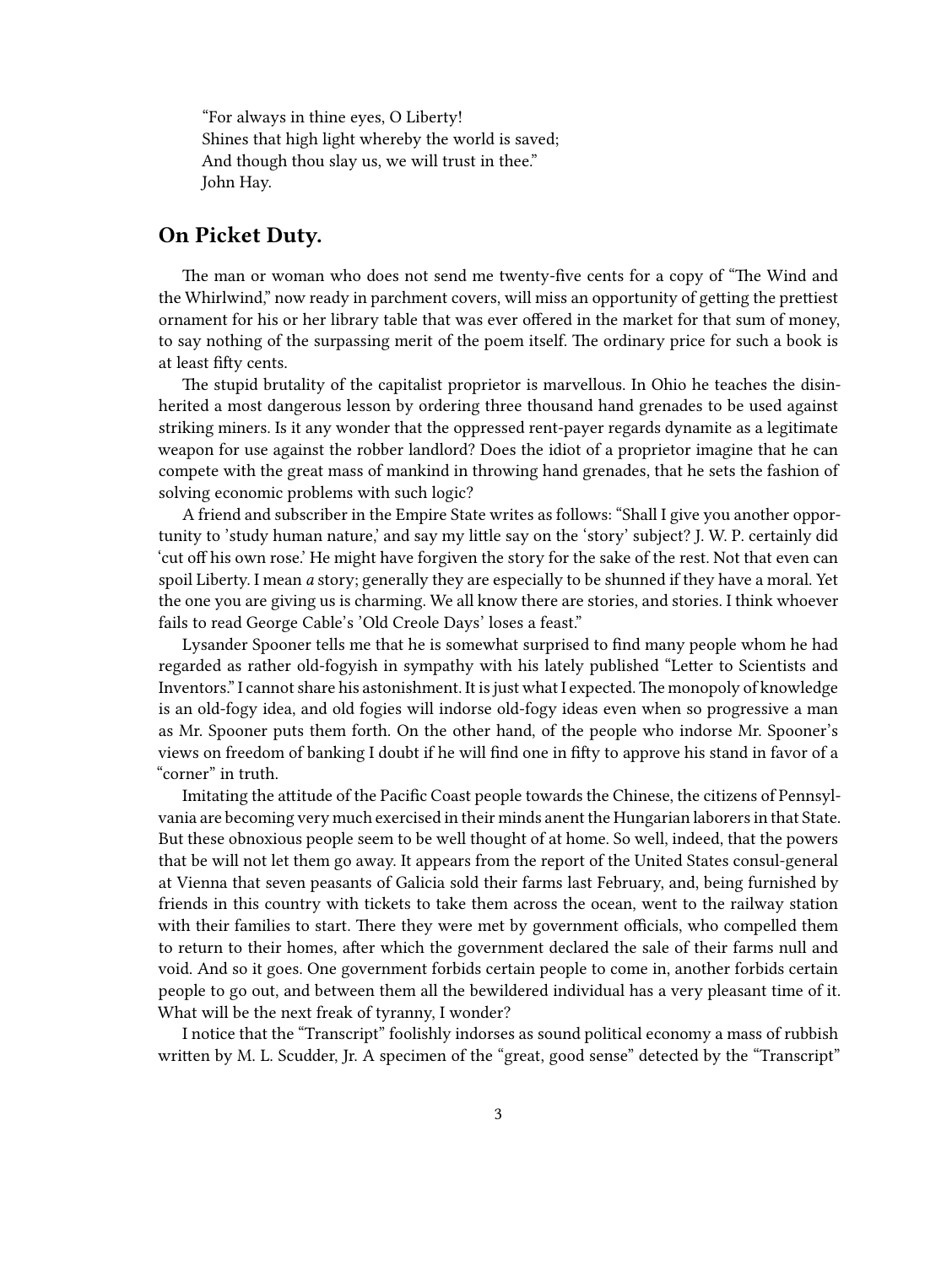"For always in thine eyes, O Liberty!
Shines that high light whereby the world is saved;
And though thou slay us, we will trust in thee."
John Hay.

## On Picket Duty.

The man or woman who does not send me twenty-five cents for a copy of "The Wind and the Whirlwind," now ready in parchment covers, will miss an opportunity of getting the prettiest ornament for his or her library table that was ever offered in the market for that sum of money, to say nothing of the surpassing merit of the poem itself. The ordinary price for such a book is at least fifty cents.

The stupid brutality of the capitalist proprietor is marvellous. In Ohio he teaches the disinherited a most dangerous lesson by ordering three thousand hand grenades to be used against striking miners. Is it any wonder that the oppressed rent-payer regards dynamite as a legitimate weapon for use against the robber landlord? Does the idiot of a proprietor imagine that he can compete with the great mass of mankind in throwing hand grenades, that he sets the fashion of solving economic problems with such logic?

A friend and subscriber in the Empire State writes as follows: "Shall I give you another opportunity to 'study human nature,' and say my little say on the 'story' subject? J. W. P. certainly did 'cut off his own rose.' He might have forgiven the story for the sake of the rest. Not that even can spoil Liberty. I mean *a* story; generally they are especially to be shunned if they have a moral. Yet the one you are giving us is charming. We all know there are stories, and stories. I think whoever fails to read George Cable's 'Old Creole Days' loses a feast."

Lysander Spooner tells me that he is somewhat surprised to find many people whom he had regarded as rather old-fogyish in sympathy with his lately published "Letter to Scientists and Inventors." I cannot share his astonishment. It is just what I expected. The monopoly of knowledge is an old-fogy idea, and old fogies will indorse old-fogy ideas even when so progressive a man as Mr. Spooner puts them forth. On the other hand, of the people who indorse Mr. Spooner's views on freedom of banking I doubt if he will find one in fifty to approve his stand in favor of a "corner" in truth.

Imitating the attitude of the Pacific Coast people towards the Chinese, the citizens of Pennsylvania are becoming very much exercised in their minds anent the Hungarian laborers in that State. But these obnoxious people seem to be well thought of at home. So well, indeed, that the powers that be will not let them go away. It appears from the report of the United States consul-general at Vienna that seven peasants of Galicia sold their farms last February, and, being furnished by friends in this country with tickets to take them across the ocean, went to the railway station with their families to start. There they were met by government officials, who compelled them to return to their homes, after which the government declared the sale of their farms null and void. And so it goes. One government forbids certain people to come in, another forbids certain people to go out, and between them all the bewildered individual has a very pleasant time of it. What will be the next freak of tyranny, I wonder?

I notice that the "Transcript" foolishly indorses as sound political economy a mass of rubbish written by M. L. Scudder, Jr. A specimen of the "great, good sense" detected by the "Transcript"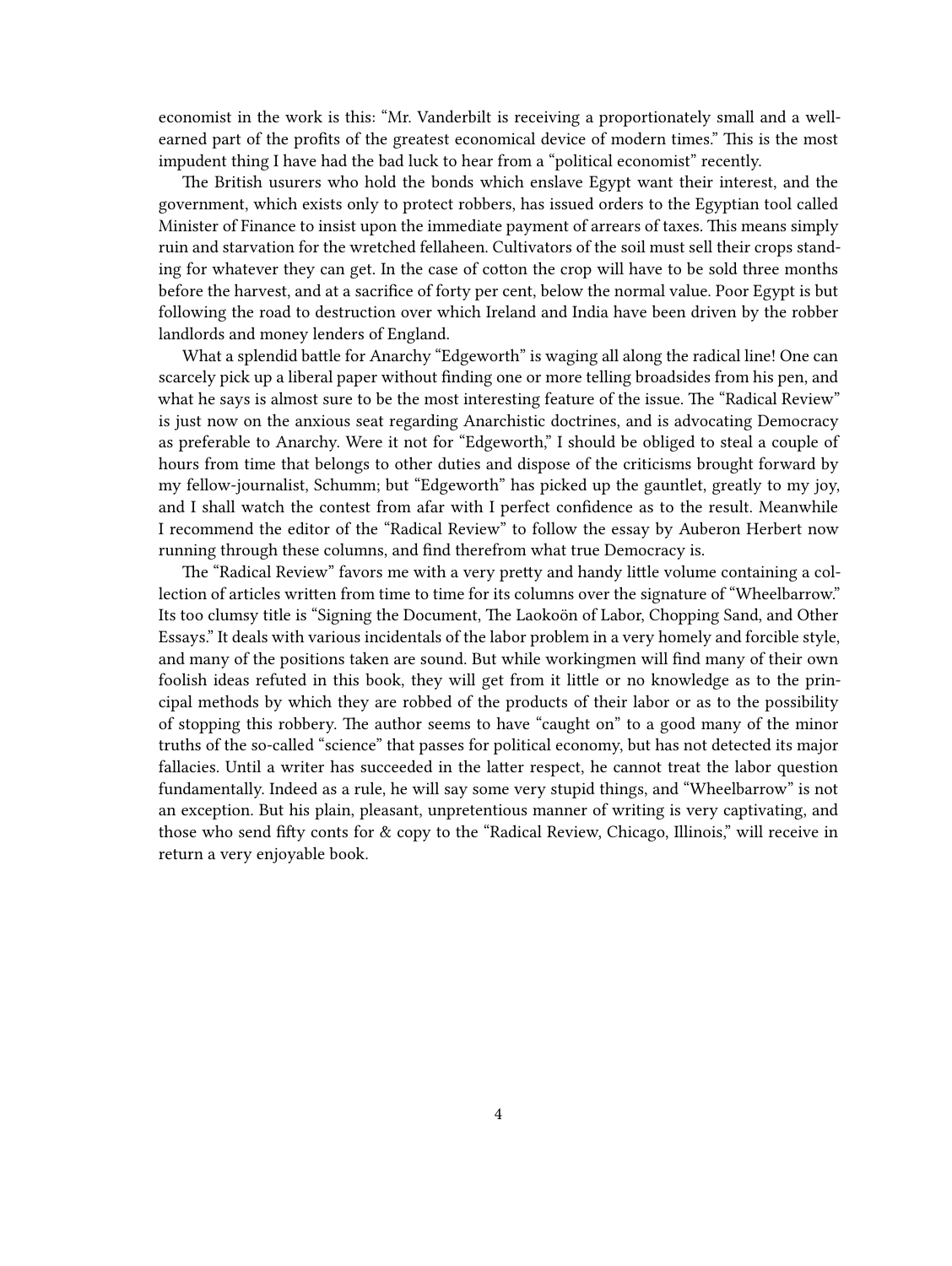economist in the work is this: "Mr. Vanderbilt is receiving a proportionately small and a well-earned part of the profits of the greatest economical device of modern times." This is the most impudent thing I have had the bad luck to hear from a "political economist" recently.

The British usurers who hold the bonds which enslave Egypt want their interest, and the government, which exists only to protect robbers, has issued orders to the Egyptian tool called Minister of Finance to insist upon the immediate payment of arrears of taxes. This means simply ruin and starvation for the wretched fellaheen. Cultivators of the soil must sell their crops standing for whatever they can get. In the case of cotton the crop will have to be sold three months before the harvest, and at a sacrifice of forty per cent, below the normal value. Poor Egypt is but following the road to destruction over which Ireland and India have been driven by the robber landlords and money lenders of England.

What a splendid battle for Anarchy "Edgeworth" is waging all along the radical line! One can scarcely pick up a liberal paper without finding one or more telling broadsides from his pen, and what he says is almost sure to be the most interesting feature of the issue. The "Radical Review" is just now on the anxious seat regarding Anarchistic doctrines, and is advocating Democracy as preferable to Anarchy. Were it not for "Edgeworth," I should be obliged to steal a couple of hours from time that belongs to other duties and dispose of the criticisms brought forward by my fellow-journalist, Schumm; but "Edgeworth" has picked up the gauntlet, greatly to my joy, and I shall watch the contest from afar with I perfect confidence as to the result. Meanwhile I recommend the editor of the "Radical Review" to follow the essay by Auberon Herbert now running through these columns, and find therefrom what true Democracy is.

The "Radical Review" favors me with a very pretty and handy little volume containing a collection of articles written from time to time for its columns over the signature of "Wheelbarrow." Its too clumsy title is "Signing the Document, The Laokoön of Labor, Chopping Sand, and Other Essays." It deals with various incidentals of the labor problem in a very homely and forcible style, and many of the positions taken are sound. But while workingmen will find many of their own foolish ideas refuted in this book, they will get from it little or no knowledge as to the principal methods by which they are robbed of the products of their labor or as to the possibility of stopping this robbery. The author seems to have "caught on" to a good many of the minor truths of the so-called "science" that passes for political economy, but has not detected its major fallacies. Until a writer has succeeded in the latter respect, he cannot treat the labor question fundamentally. Indeed as a rule, he will say some very stupid things, and "Wheelbarrow" is not an exception. But his plain, pleasant, unpretentious manner of writing is very captivating, and those who send fifty conts for & copy to the "Radical Review, Chicago, Illinois," will receive in return a very enjoyable book.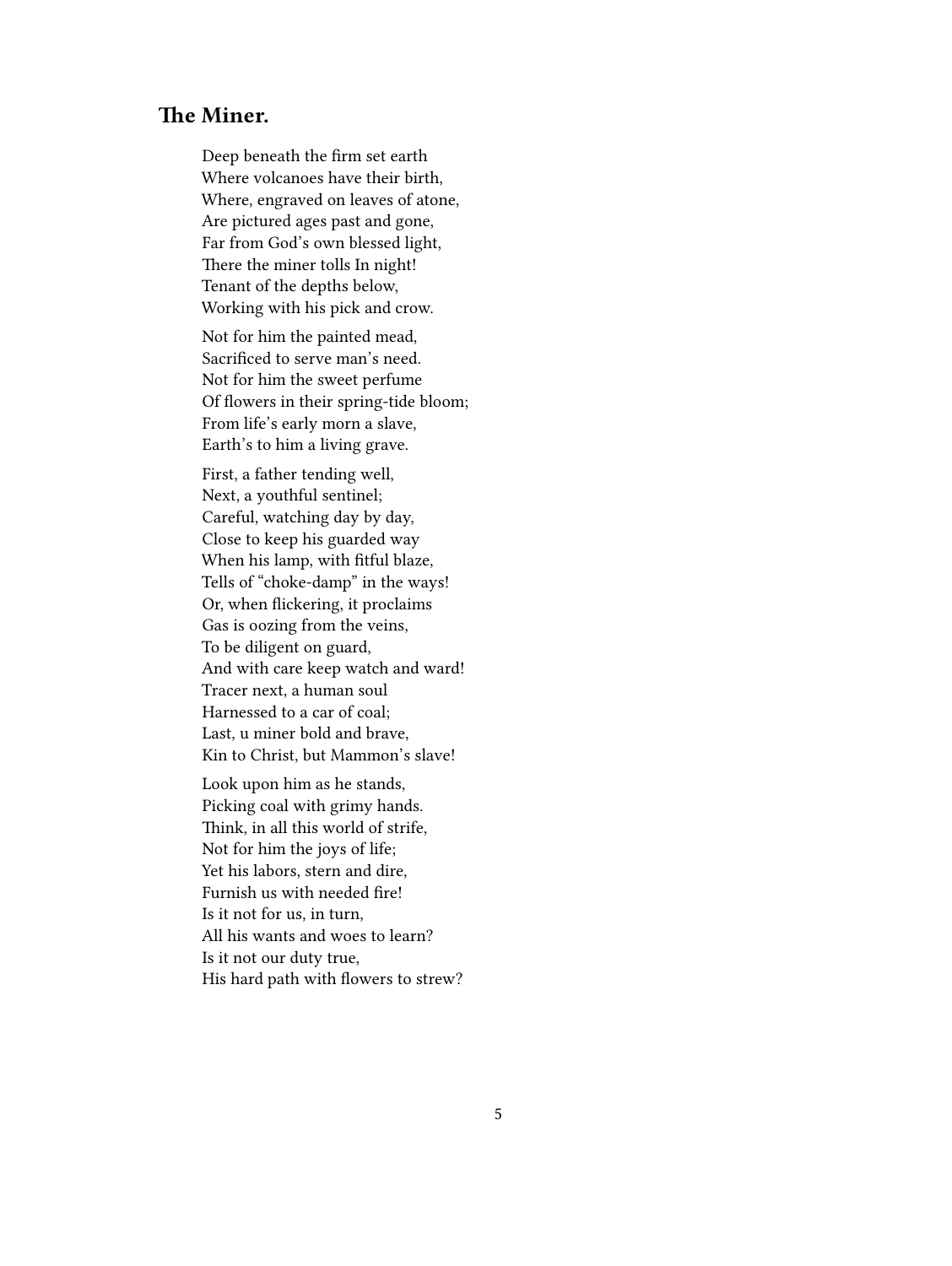## The Miner.

Deep beneath the firm set earth  
Where volcanoes have their birth,  
Where, engraved on leaves of atone,  
Are pictured ages past and gone,  
Far from God's own blessed light,  
There the miner tolls In night!  
Tenant of the depths below,  
Working with his pick and crow.

Not for him the painted mead,  
Sacrificed to serve man's need.  
Not for him the sweet perfume  
Of flowers in their spring-tide bloom;  
From life's early morn a slave,  
Earth's to him a living grave.

First, a father tending well,  
Next, a youthful sentinel;  
Careful, watching day by day,  
Close to keep his guarded way  
When his lamp, with fitful blaze,  
Tells of "choke-damp" in the ways!  
Or, when flickering, it proclaims  
Gas is oozing from the veins,  
To be diligent on guard,  
And with care keep watch and ward!  
Tracer next, a human soul  
Harnessed to a car of coal;  
Last, u miner bold and brave,  
Kin to Christ, but Mammon's slave!

Look upon him as he stands,  
Picking coal with grimy hands.  
Think, in all this world of strife,  
Not for him the joys of life;  
Yet his labors, stern and dire,  
Furnish us with needed fire!  
Is it not for us, in turn,  
All his wants and woes to learn?  
Is it not our duty true,  
His hard path with flowers to strew?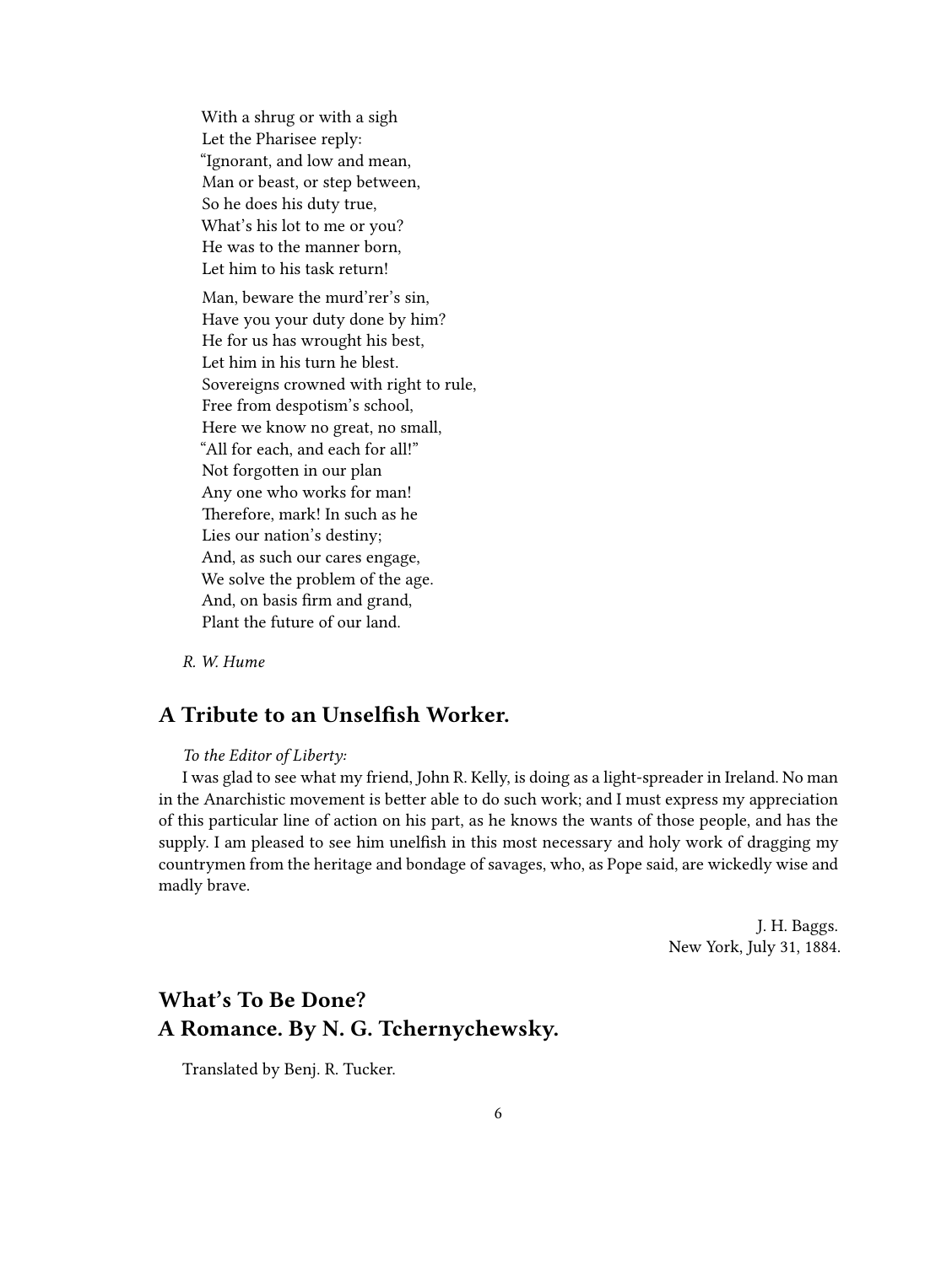With a shrug or with a sigh
Let the Pharisee reply:
"Ignorant, and low and mean,
Man or beast, or step between,
So he does his duty true,
What's his lot to me or you?
He was to the manner born,
Let him to his task return!

Man, beware the murd'rer's sin,
Have you your duty done by him?
He for us has wrought his best,
Let him in his turn he blest.
Sovereigns crowned with right to rule,
Free from despotism's school,
Here we know no great, no small,
"All for each, and each for all!"
Not forgotten in our plan
Any one who works for man!
Therefore, mark! In such as he
Lies our nation's destiny;
And, as such our cares engage,
We solve the problem of the age.
And, on basis firm and grand,
Plant the future of our land.

*R. W. Hume*

## A Tribute to an Unselfish Worker.

*To the Editor of Liberty:*

I was glad to see what my friend, John R. Kelly, is doing as a light-spreader in Ireland. No man in the Anarchistic movement is better able to do such work; and I must express my appreciation of this particular line of action on his part, as he knows the wants of those people, and has the supply. I am pleased to see him unelfish in this most necessary and holy work of dragging my countrymen from the heritage and bondage of savages, who, as Pope said, are wickedly wise and madly brave.

J. H. Baggs.
New York, July 31, 1884.

## What's To Be Done?
## A Romance. By N. G. Tchernychewsky.

Translated by Benj. R. Tucker.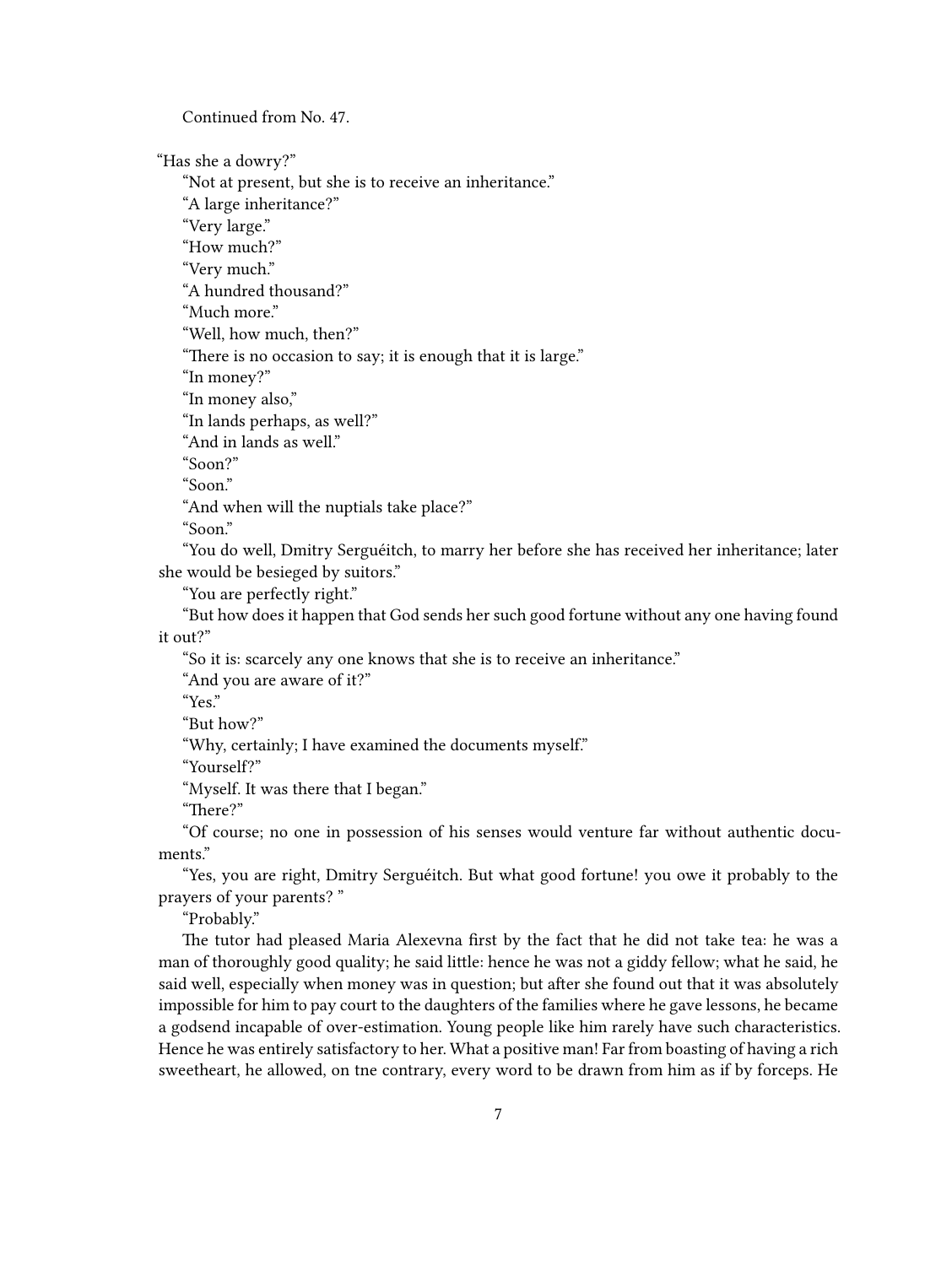Continued from No. 47.

"Has she a dowry?"

"Not at present, but she is to receive an inheritance."

"A large inheritance?"

"Very large."

"How much?"

"Very much."

"A hundred thousand?"

"Much more."

"Well, how much, then?"

"There is no occasion to say; it is enough that it is large."

"In money?"

"In money also,"

"In lands perhaps, as well?"

"And in lands as well."

"Soon?"

"Soon."

"And when will the nuptials take place?"

"Soon."

"You do well, Dmitry Serguéitch, to marry her before she has received her inheritance; later she would be besieged by suitors."

"You are perfectly right."

"But how does it happen that God sends her such good fortune without any one having found it out?"

"So it is: scarcely any one knows that she is to receive an inheritance."

"And you are aware of it?"

"Yes."

"But how?"

"Why, certainly; I have examined the documents myself."

"Yourself?"

"Myself. It was there that I began."

"There?"

"Of course; no one in possession of his senses would venture far without authentic documents."

"Yes, you are right, Dmitry Serguéitch. But what good fortune! you owe it probably to the prayers of your parents? "

"Probably."

The tutor had pleased Maria Alexevna first by the fact that he did not take tea: he was a man of thoroughly good quality; he said little: hence he was not a giddy fellow; what he said, he said well, especially when money was in question; but after she found out that it was absolutely impossible for him to pay court to the daughters of the families where he gave lessons, he became a godsend incapable of over-estimation. Young people like him rarely have such characteristics. Hence he was entirely satisfactory to her. What a positive man! Far from boasting of having a rich sweetheart, he allowed, on tne contrary, every word to be drawn from him as if by forceps. He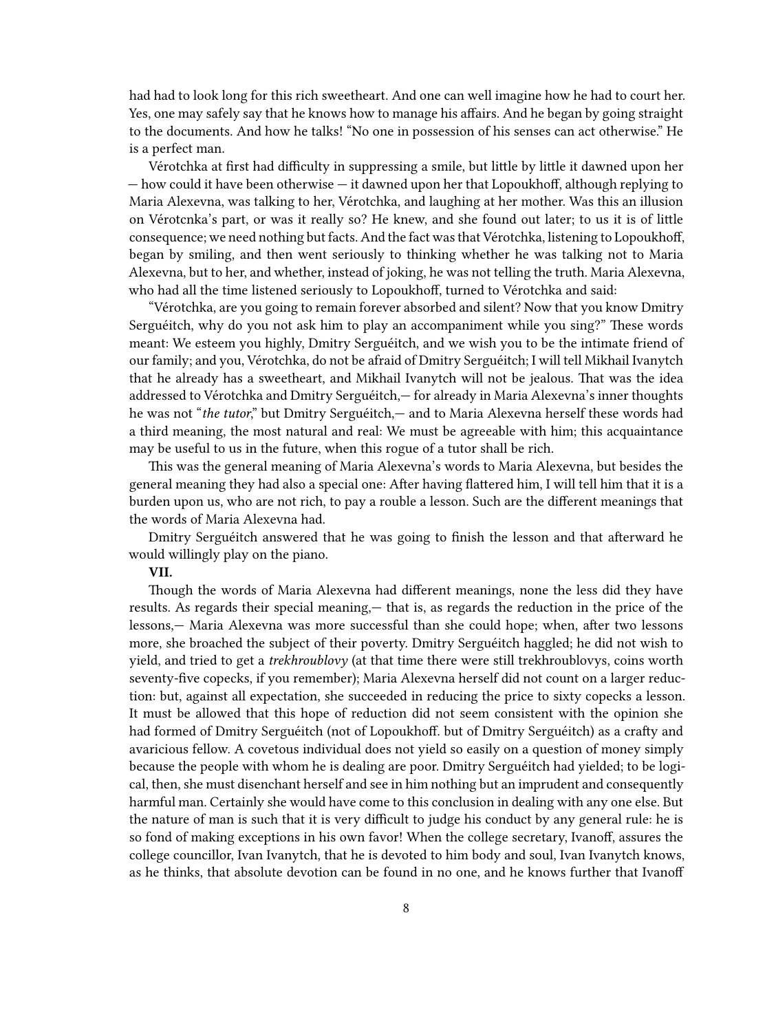had had to look long for this rich sweetheart. And one can well imagine how he had to court her. Yes, one may safely say that he knows how to manage his affairs. And he began by going straight to the documents. And how he talks! "No one in possession of his senses can act otherwise." He is a perfect man.

Vérotchka at first had difficulty in suppressing a smile, but little by little it dawned upon her — how could it have been otherwise — it dawned upon her that Lopoukhoff, although replying to Maria Alexevna, was talking to her, Vérotchka, and laughing at her mother. Was this an illusion on Vérotcnka's part, or was it really so? He knew, and she found out later; to us it is of little consequence; we need nothing but facts. And the fact was that Vérotchka, listening to Lopoukhoff, began by smiling, and then went seriously to thinking whether he was talking not to Maria Alexevna, but to her, and whether, instead of joking, he was not telling the truth. Maria Alexevna, who had all the time listened seriously to Lopoukhoff, turned to Vérotchka and said:

"Vérotchka, are you going to remain forever absorbed and silent? Now that you know Dmitry Serguéitch, why do you not ask him to play an accompaniment while you sing?" These words meant: We esteem you highly, Dmitry Serguéitch, and we wish you to be the intimate friend of our family; and you, Vérotchka, do not be afraid of Dmitry Serguéitch; I will tell Mikhail Ivanytch that he already has a sweetheart, and Mikhail Ivanytch will not be jealous. That was the idea addressed to Vérotchka and Dmitry Serguéitch,— for already in Maria Alexevna's inner thoughts he was not "*the tutor*," but Dmitry Serguéitch,— and to Maria Alexevna herself these words had a third meaning, the most natural and real: We must be agreeable with him; this acquaintance may be useful to us in the future, when this rogue of a tutor shall be rich.

This was the general meaning of Maria Alexevna's words to Maria Alexevna, but besides the general meaning they had also a special one: After having flattered him, I will tell him that it is a burden upon us, who are not rich, to pay a rouble a lesson. Such are the different meanings that the words of Maria Alexevna had.

Dmitry Serguéitch answered that he was going to finish the lesson and that afterward he would willingly play on the piano.

**VII.**

Though the words of Maria Alexevna had different meanings, none the less did they have results. As regards their special meaning,— that is, as regards the reduction in the price of the lessons,— Maria Alexevna was more successful than she could hope; when, after two lessons more, she broached the subject of their poverty. Dmitry Serguéitch haggled; he did not wish to yield, and tried to get a *trekhroublovy* (at that time there were still trekhroublovys, coins worth seventy-five copecks, if you remember); Maria Alexevna herself did not count on a larger reduction: but, against all expectation, she succeeded in reducing the price to sixty copecks a lesson. It must be allowed that this hope of reduction did not seem consistent with the opinion she had formed of Dmitry Serguéitch (not of Lopoukhoff. but of Dmitry Serguéitch) as a crafty and avaricious fellow. A covetous individual does not yield so easily on a question of money simply because the people with whom he is dealing are poor. Dmitry Serguéitch had yielded; to be logical, then, she must disenchant herself and see in him nothing but an imprudent and consequently harmful man. Certainly she would have come to this conclusion in dealing with any one else. But the nature of man is such that it is very difficult to judge his conduct by any general rule: he is so fond of making exceptions in his own favor! When the college secretary, Ivanoff, assures the college councillor, Ivan Ivanytch, that he is devoted to him body and soul, Ivan Ivanytch knows, as he thinks, that absolute devotion can be found in no one, and he knows further that Ivanoff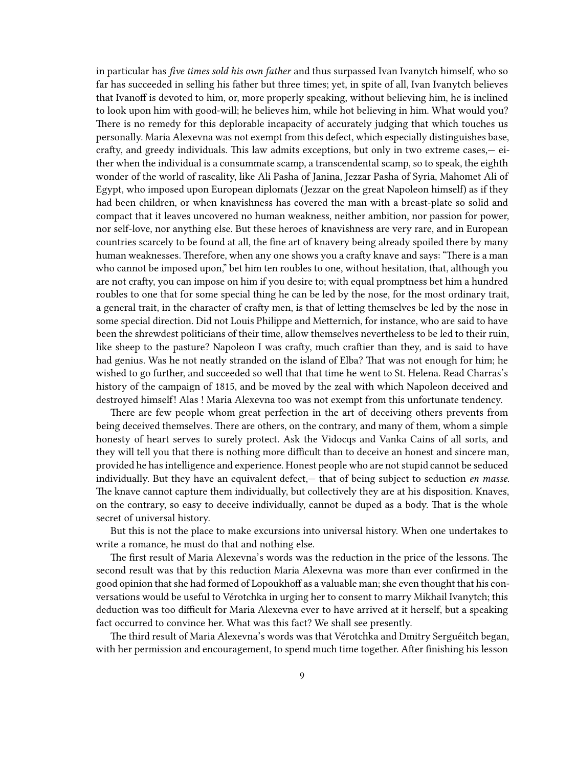in particular has *five times sold his own father* and thus surpassed Ivan Ivanytch himself, who so far has succeeded in selling his father but three times; yet, in spite of all, Ivan Ivanytch believes that Ivanoff is devoted to him, or, more properly speaking, without believing him, he is inclined to look upon him with good-will; he believes him, while hot believing in him. What would you? There is no remedy for this deplorable incapacity of accurately judging that which touches us personally. Maria Alexevna was not exempt from this defect, which especially distinguishes base, crafty, and greedy individuals. This law admits exceptions, but only in two extreme cases,— either when the individual is a consummate scamp, a transcendental scamp, so to speak, the eighth wonder of the world of rascality, like Ali Pasha of Janina, Jezzar Pasha of Syria, Mahomet Ali of Egypt, who imposed upon European diplomats (Jezzar on the great Napoleon himself) as if they had been children, or when knavishness has covered the man with a breast-plate so solid and compact that it leaves uncovered no human weakness, neither ambition, nor passion for power, nor self-love, nor anything else. But these heroes of knavishness are very rare, and in European countries scarcely to be found at all, the fine art of knavery being already spoiled there by many human weaknesses. Therefore, when any one shows you a crafty knave and says: "There is a man who cannot be imposed upon," bet him ten roubles to one, without hesitation, that, although you are not crafty, you can impose on him if you desire to; with equal promptness bet him a hundred roubles to one that for some special thing he can be led by the nose, for the most ordinary trait, a general trait, in the character of crafty men, is that of letting themselves be led by the nose in some special direction. Did not Louis Philippe and Metternich, for instance, who are said to have been the shrewdest politicians of their time, allow themselves nevertheless to be led to their ruin, like sheep to the pasture? Napoleon I was crafty, much craftier than they, and is said to have had genius. Was he not neatly stranded on the island of Elba? That was not enough for him; he wished to go further, and succeeded so well that that time he went to St. Helena. Read Charras's history of the campaign of 1815, and be moved by the zeal with which Napoleon deceived and destroyed himself! Alas ! Maria Alexevna too was not exempt from this unfortunate tendency.

There are few people whom great perfection in the art of deceiving others prevents from being deceived themselves. There are others, on the contrary, and many of them, whom a simple honesty of heart serves to surely protect. Ask the Vidocqs and Vanka Cains of all sorts, and they will tell you that there is nothing more difficult than to deceive an honest and sincere man, provided he has intelligence and experience. Honest people who are not stupid cannot be seduced individually. But they have an equivalent defect,— that of being subject to seduction *en masse*. The knave cannot capture them individually, but collectively they are at his disposition. Knaves, on the contrary, so easy to deceive individually, cannot be duped as a body. That is the whole secret of universal history.

But this is not the place to make excursions into universal history. When one undertakes to write a romance, he must do that and nothing else.

The first result of Maria Alexevna's words was the reduction in the price of the lessons. The second result was that by this reduction Maria Alexevna was more than ever confirmed in the good opinion that she had formed of Lopoukhoff as a valuable man; she even thought that his conversations would be useful to Vérotchka in urging her to consent to marry Mikhail Ivanytch; this deduction was too difficult for Maria Alexevna ever to have arrived at it herself, but a speaking fact occurred to convince her. What was this fact? We shall see presently.

The third result of Maria Alexevna's words was that Vérotchka and Dmitry Serguéitch began, with her permission and encouragement, to spend much time together. After finishing his lesson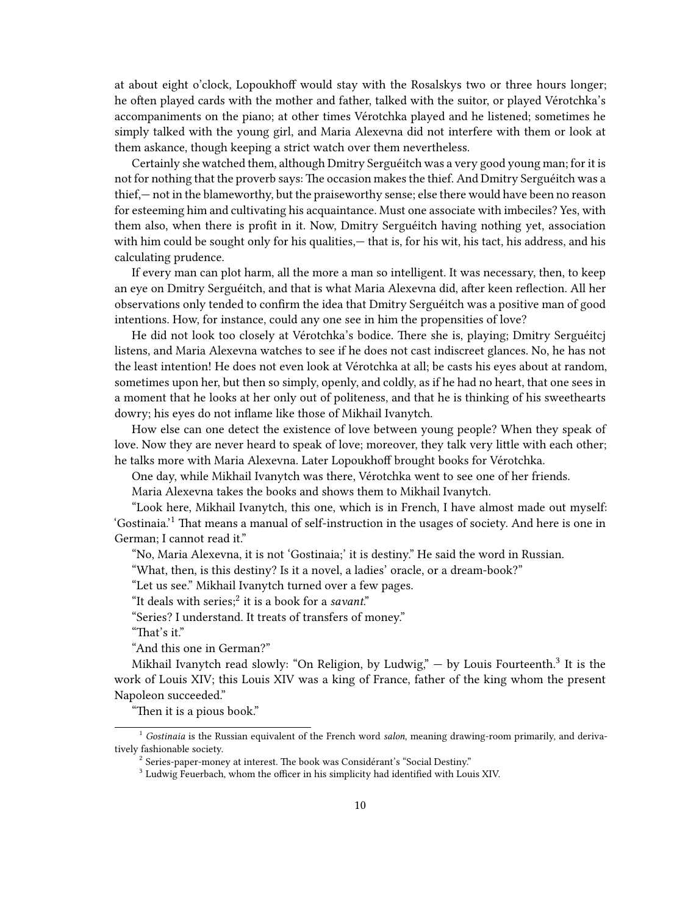at about eight o'clock, Lopoukhoff would stay with the Rosalskys two or three hours longer; he often played cards with the mother and father, talked with the suitor, or played Vérotchka's accompaniments on the piano; at other times Vérotchka played and he listened; sometimes he simply talked with the young girl, and Maria Alexevna did not interfere with them or look at them askance, though keeping a strict watch over them nevertheless.

Certainly she watched them, although Dmitry Serguéitch was a very good young man; for it is not for nothing that the proverb says: The occasion makes the thief. And Dmitry Serguéitch was a thief,— not in the blameworthy, but the praiseworthy sense; else there would have been no reason for esteeming him and cultivating his acquaintance. Must one associate with imbeciles? Yes, with them also, when there is profit in it. Now, Dmitry Serguéitch having nothing yet, association with him could be sought only for his qualities,— that is, for his wit, his tact, his address, and his calculating prudence.

If every man can plot harm, all the more a man so intelligent. It was necessary, then, to keep an eye on Dmitry Serguéitch, and that is what Maria Alexevna did, after keen reflection. All her observations only tended to confirm the idea that Dmitry Serguéitch was a positive man of good intentions. How, for instance, could any one see in him the propensities of love?

He did not look too closely at Vérotchka's bodice. There she is, playing; Dmitry Serguéitcj listens, and Maria Alexevna watches to see if he does not cast indiscreet glances. No, he has not the least intention! He does not even look at Vérotchka at all; be casts his eyes about at random, sometimes upon her, but then so simply, openly, and coldly, as if he had no heart, that one sees in a moment that he looks at her only out of politeness, and that he is thinking of his sweethearts dowry; his eyes do not inflame like those of Mikhail Ivanytch.

How else can one detect the existence of love between young people? When they speak of love. Now they are never heard to speak of love; moreover, they talk very little with each other; he talks more with Maria Alexevna. Later Lopoukhoff brought books for Vérotchka.

One day, while Mikhail Ivanytch was there, Vérotchka went to see one of her friends.

Maria Alexevna takes the books and shows them to Mikhail Ivanytch.

"Look here, Mikhail Ivanytch, this one, which is in French, I have almost made out myself: 'Gostinaia.'[1] That means a manual of self-instruction in the usages of society. And here is one in German; I cannot read it."

"No, Maria Alexevna, it is not 'Gostinaia;' it is destiny." He said the word in Russian.

"What, then, is this destiny? Is it a novel, a ladies' oracle, or a dream-book?"

"Let us see." Mikhail Ivanytch turned over a few pages.

"It deals with series;[2] it is a book for a *savant*."

"Series? I understand. It treats of transfers of money."

"That's it."

"And this one in German?"

Mikhail Ivanytch read slowly: "On Religion, by Ludwig," — by Louis Fourteenth.[3] It is the work of Louis XIV; this Louis XIV was a king of France, father of the king whom the present Napoleon succeeded."

"Then it is a pious book."

---

[1] *Gostinaia* is the Russian equivalent of the French word *salon*, meaning drawing-room primarily, and derivatively fashionable society.

[2] Series-paper-money at interest. The book was Considérant's "Social Destiny."

[3] Ludwig Feuerbach, whom the officer in his simplicity had identified with Louis XIV.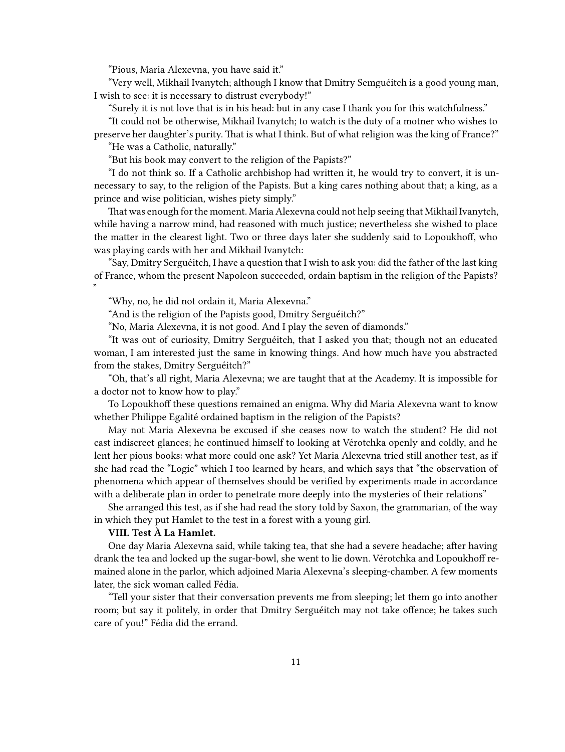"Pious, Maria Alexevna, you have said it."

"Very well, Mikhail Ivanytch; although I know that Dmitry Semguéitch is a good young man, I wish to see: it is necessary to distrust everybody!"

"Surely it is not love that is in his head: but in any case I thank you for this watchfulness."

"It could not be otherwise, Mikhail Ivanytch; to watch is the duty of a motner who wishes to preserve her daughter's purity. That is what I think. But of what religion was the king of France?"

"He was a Catholic, naturally."

"But his book may convert to the religion of the Papists?"

"I do not think so. If a Catholic archbishop had written it, he would try to convert, it is unnecessary to say, to the religion of the Papists. But a king cares nothing about that; a king, as a prince and wise politician, wishes piety simply."

That was enough for the moment. Maria Alexevna could not help seeing that Mikhail Ivanytch, while having a narrow mind, had reasoned with much justice; nevertheless she wished to place the matter in the clearest light. Two or three days later she suddenly said to Lopoukhoff, who was playing cards with her and Mikhail Ivanytch:

"Say, Dmitry Serguéitch, I have a question that I wish to ask you: did the father of the last king of France, whom the present Napoleon succeeded, ordain baptism in the religion of the Papists? "

"Why, no, he did not ordain it, Maria Alexevna."

"And is the religion of the Papists good, Dmitry Serguéitch?"

"No, Maria Alexevna, it is not good. And I play the seven of diamonds."

"It was out of curiosity, Dmitry Serguéitch, that I asked you that; though not an educated woman, I am interested just the same in knowing things. And how much have you abstracted from the stakes, Dmitry Serguéitch?"

"Oh, that's all right, Maria Alexevna; we are taught that at the Academy. It is impossible for a doctor not to know how to play."

To Lopoukhoff these questions remained an enigma. Why did Maria Alexevna want to know whether Philippe Egalité ordained baptism in the religion of the Papists?

May not Maria Alexevna be excused if she ceases now to watch the student? He did not cast indiscreet glances; he continued himself to looking at Vérotchka openly and coldly, and he lent her pious books: what more could one ask? Yet Maria Alexevna tried still another test, as if she had read the "Logic" which I too learned by hears, and which says that "the observation of phenomena which appear of themselves should be verified by experiments made in accordance with a deliberate plan in order to penetrate more deeply into the mysteries of their relations"

She arranged this test, as if she had read the story told by Saxon, the grammarian, of the way in which they put Hamlet to the test in a forest with a young girl.

**VIII. Test À La Hamlet.**

One day Maria Alexevna said, while taking tea, that she had a severe headache; after having drank the tea and locked up the sugar-bowl, she went to lie down. Vérotchka and Lopoukhoff remained alone in the parlor, which adjoined Maria Alexevna's sleeping-chamber. A few moments later, the sick woman called Fédia.

"Tell your sister that their conversation prevents me from sleeping; let them go into another room; but say it politely, in order that Dmitry Serguéitch may not take offence; he takes such care of you!" Fédia did the errand.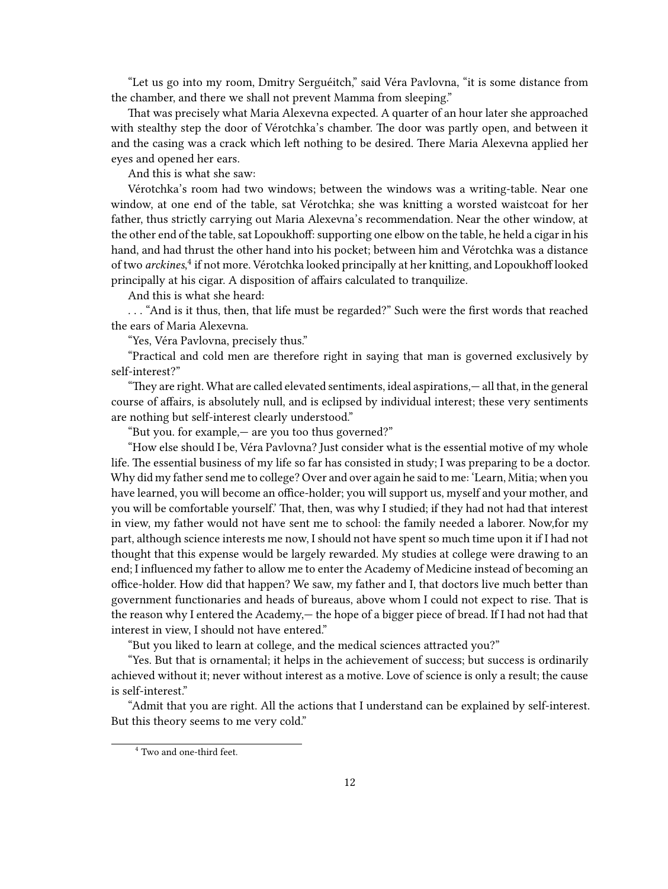"Let us go into my room, Dmitry Serguéitch," said Véra Pavlovna, "it is some distance from the chamber, and there we shall not prevent Mamma from sleeping."

That was precisely what Maria Alexevna expected. A quarter of an hour later she approached with stealthy step the door of Vérotchka's chamber. The door was partly open, and between it and the casing was a crack which left nothing to be desired. There Maria Alexevna applied her eyes and opened her ears.

And this is what she saw:

Vérotchka's room had two windows; between the windows was a writing-table. Near one window, at one end of the table, sat Vérotchka; she was knitting a worsted waistcoat for her father, thus strictly carrying out Maria Alexevna's recommendation. Near the other window, at the other end of the table, sat Lopoukhoff: supporting one elbow on the table, he held a cigar in his hand, and had thrust the other hand into his pocket; between him and Vérotchka was a distance of two *arckines*,[4] if not more. Vérotchka looked principally at her knitting, and Lopoukhoff looked principally at his cigar. A disposition of affairs calculated to tranquilize.

And this is what she heard:

. . . "And is it thus, then, that life must be regarded?" Such were the first words that reached the ears of Maria Alexevna.

"Yes, Véra Pavlovna, precisely thus."

"Practical and cold men are therefore right in saying that man is governed exclusively by self-interest?"

"They are right. What are called elevated sentiments, ideal aspirations,— all that, in the general course of affairs, is absolutely null, and is eclipsed by individual interest; these very sentiments are nothing but self-interest clearly understood."

"But you. for example,— are you too thus governed?"

"How else should I be, Véra Pavlovna? Just consider what is the essential motive of my whole life. The essential business of my life so far has consisted in study; I was preparing to be a doctor. Why did my father send me to college? Over and over again he said to me: 'Learn, Mitia; when you have learned, you will become an office-holder; you will support us, myself and your mother, and you will be comfortable yourself.' That, then, was why I studied; if they had not had that interest in view, my father would not have sent me to school: the family needed a laborer. Now,for my part, although science interests me now, I should not have spent so much time upon it if I had not thought that this expense would be largely rewarded. My studies at college were drawing to an end; I influenced my father to allow me to enter the Academy of Medicine instead of becoming an office-holder. How did that happen? We saw, my father and I, that doctors live much better than government functionaries and heads of bureaus, above whom I could not expect to rise. That is the reason why I entered the Academy,— the hope of a bigger piece of bread. If I had not had that interest in view, I should not have entered."

"But you liked to learn at college, and the medical sciences attracted you?"

"Yes. But that is ornamental; it helps in the achievement of success; but success is ordinarily achieved without it; never without interest as a motive. Love of science is only a result; the cause is self-interest."

"Admit that you are right. All the actions that I understand can be explained by self-interest. But this theory seems to me very cold."

[4] Two and one-third feet.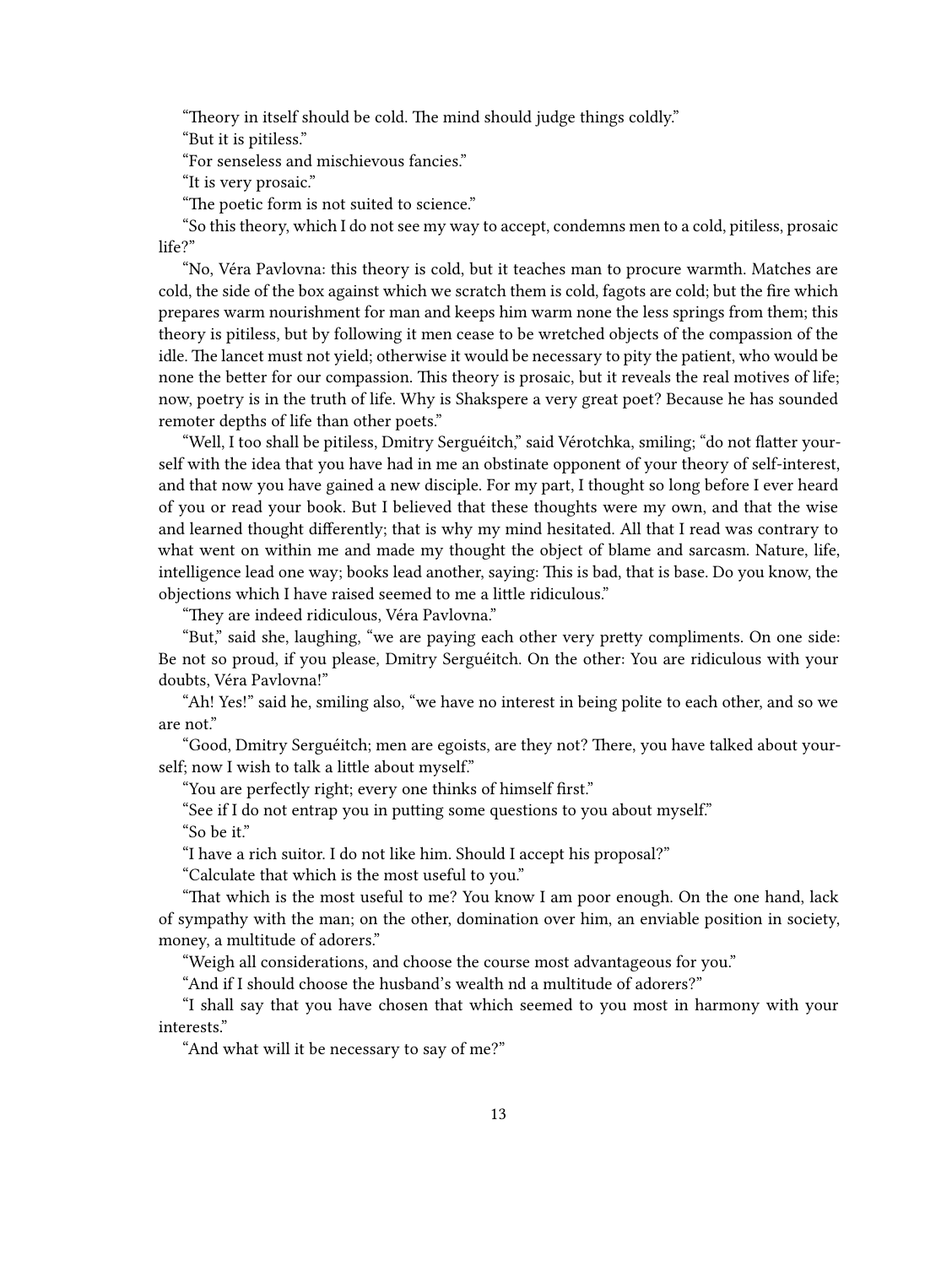"Theory in itself should be cold. The mind should judge things coldly."

"But it is pitiless."

"For senseless and mischievous fancies."

"It is very prosaic."

"The poetic form is not suited to science."

"So this theory, which I do not see my way to accept, condemns men to a cold, pitiless, prosaic life?"

"No, Véra Pavlovna: this theory is cold, but it teaches man to procure warmth. Matches are cold, the side of the box against which we scratch them is cold, fagots are cold; but the fire which prepares warm nourishment for man and keeps him warm none the less springs from them; this theory is pitiless, but by following it men cease to be wretched objects of the compassion of the idle. The lancet must not yield; otherwise it would be necessary to pity the patient, who would be none the better for our compassion. This theory is prosaic, but it reveals the real motives of life; now, poetry is in the truth of life. Why is Shakspere a very great poet? Because he has sounded remoter depths of life than other poets."

"Well, I too shall be pitiless, Dmitry Serguéitch," said Vérotchka, smiling; "do not flatter yourself with the idea that you have had in me an obstinate opponent of your theory of self-interest, and that now you have gained a new disciple. For my part, I thought so long before I ever heard of you or read your book. But I believed that these thoughts were my own, and that the wise and learned thought differently; that is why my mind hesitated. All that I read was contrary to what went on within me and made my thought the object of blame and sarcasm. Nature, life, intelligence lead one way; books lead another, saying: This is bad, that is base. Do you know, the objections which I have raised seemed to me a little ridiculous."

"They are indeed ridiculous, Véra Pavlovna."

"But," said she, laughing, "we are paying each other very pretty compliments. On one side: Be not so proud, if you please, Dmitry Serguéitch. On the other: You are ridiculous with your doubts, Véra Pavlovna!"

"Ah! Yes!" said he, smiling also, "we have no interest in being polite to each other, and so we are not."

"Good, Dmitry Serguéitch; men are egoists, are they not? There, you have talked about yourself; now I wish to talk a little about myself."

"You are perfectly right; every one thinks of himself first."

"See if I do not entrap you in putting some questions to you about myself."

"So be it."

"I have a rich suitor. I do not like him. Should I accept his proposal?"

"Calculate that which is the most useful to you."

"That which is the most useful to me? You know I am poor enough. On the one hand, lack of sympathy with the man; on the other, domination over him, an enviable position in society, money, a multitude of adorers."

"Weigh all considerations, and choose the course most advantageous for you."

"And if I should choose the husband's wealth nd a multitude of adorers?"

"I shall say that you have chosen that which seemed to you most in harmony with your interests."

"And what will it be necessary to say of me?"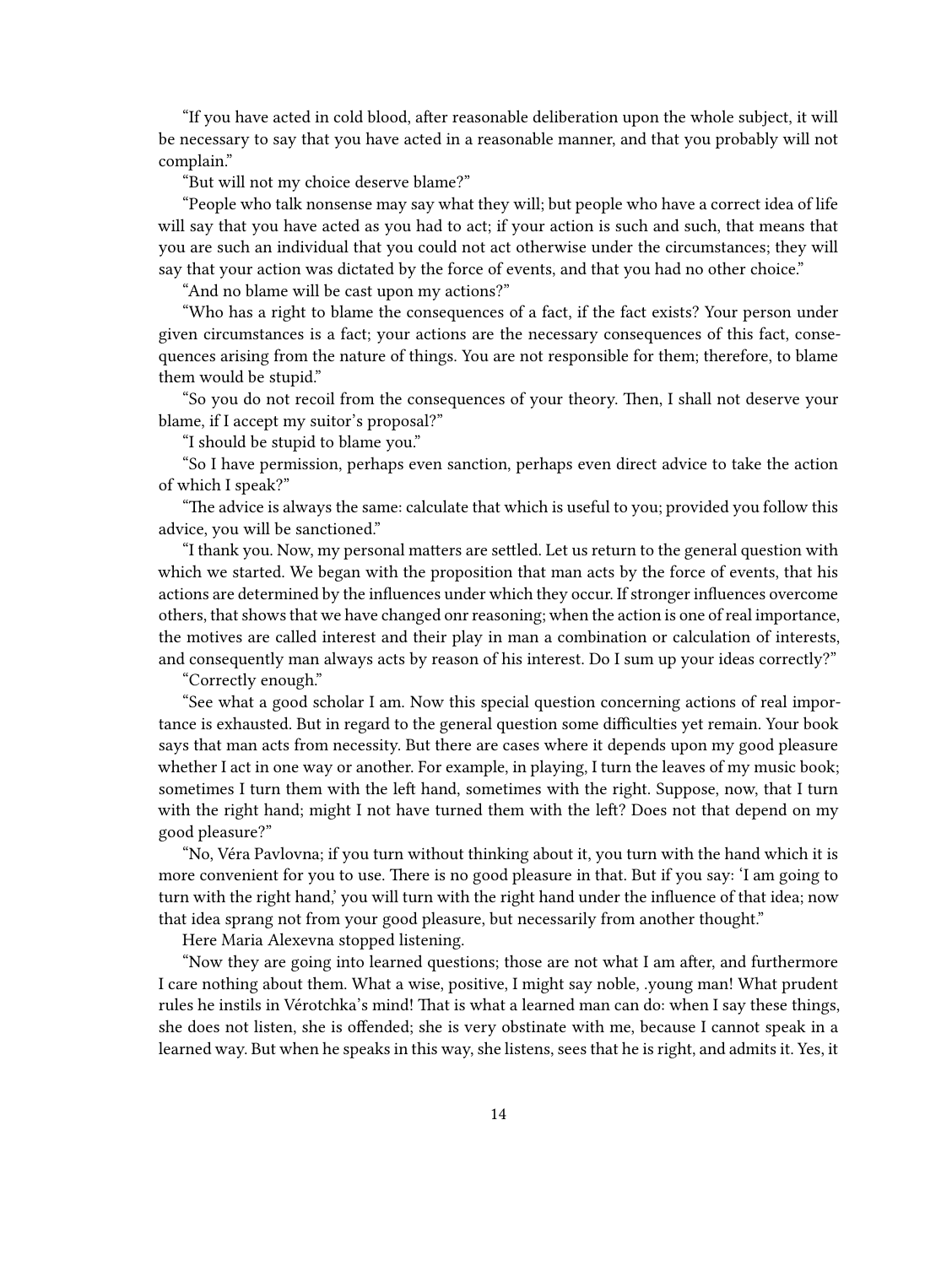"If you have acted in cold blood, after reasonable deliberation upon the whole subject, it will be necessary to say that you have acted in a reasonable manner, and that you probably will not complain."

"But will not my choice deserve blame?"

"People who talk nonsense may say what they will; but people who have a correct idea of life will say that you have acted as you had to act; if your action is such and such, that means that you are such an individual that you could not act otherwise under the circumstances; they will say that your action was dictated by the force of events, and that you had no other choice."

"And no blame will be cast upon my actions?"

"Who has a right to blame the consequences of a fact, if the fact exists? Your person under given circumstances is a fact; your actions are the necessary consequences of this fact, consequences arising from the nature of things. You are not responsible for them; therefore, to blame them would be stupid."

"So you do not recoil from the consequences of your theory. Then, I shall not deserve your blame, if I accept my suitor's proposal?"

"I should be stupid to blame you."

"So I have permission, perhaps even sanction, perhaps even direct advice to take the action of which I speak?"

"The advice is always the same: calculate that which is useful to you; provided you follow this advice, you will be sanctioned."

"I thank you. Now, my personal matters are settled. Let us return to the general question with which we started. We began with the proposition that man acts by the force of events, that his actions are determined by the influences under which they occur. If stronger influences overcome others, that shows that we have changed onr reasoning; when the action is one of real importance, the motives are called interest and their play in man a combination or calculation of interests, and consequently man always acts by reason of his interest. Do I sum up your ideas correctly?"

"Correctly enough."

"See what a good scholar I am. Now this special question concerning actions of real importance is exhausted. But in regard to the general question some difficulties yet remain. Your book says that man acts from necessity. But there are cases where it depends upon my good pleasure whether I act in one way or another. For example, in playing, I turn the leaves of my music book; sometimes I turn them with the left hand, sometimes with the right. Suppose, now, that I turn with the right hand; might I not have turned them with the left? Does not that depend on my good pleasure?"

"No, Véra Pavlovna; if you turn without thinking about it, you turn with the hand which it is more convenient for you to use. There is no good pleasure in that. But if you say: 'I am going to turn with the right hand,' you will turn with the right hand under the influence of that idea; now that idea sprang not from your good pleasure, but necessarily from another thought."

Here Maria Alexevna stopped listening.

"Now they are going into learned questions; those are not what I am after, and furthermore I care nothing about them. What a wise, positive, I might say noble, .young man! What prudent rules he instils in Vérotchka's mind! That is what a learned man can do: when I say these things, she does not listen, she is offended; she is very obstinate with me, because I cannot speak in a learned way. But when he speaks in this way, she listens, sees that he is right, and admits it. Yes, it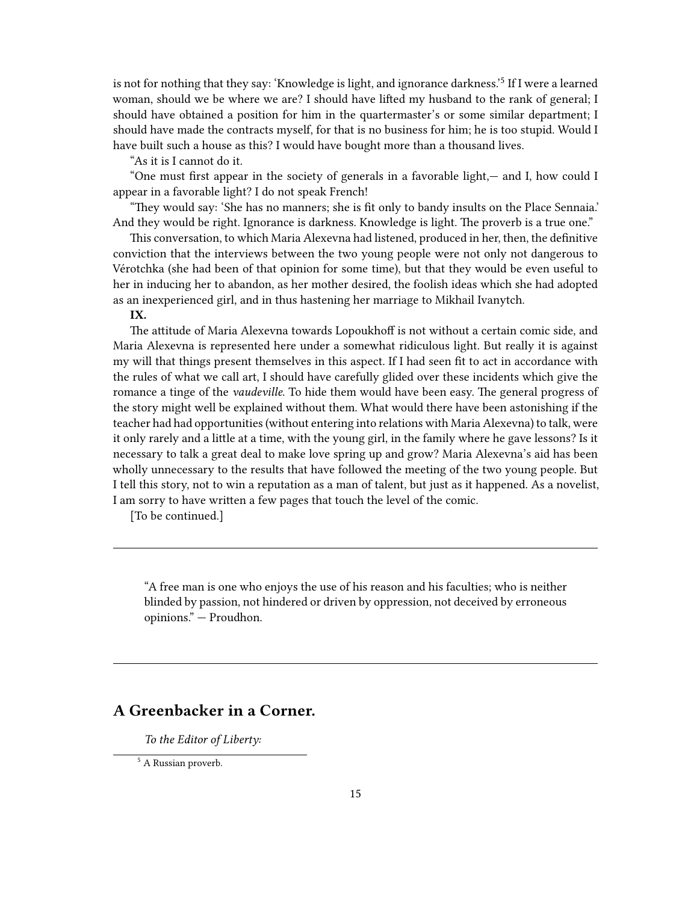is not for nothing that they say: 'Knowledge is light, and ignorance darkness.'[5] If I were a learned woman, should we be where we are? I should have lifted my husband to the rank of general; I should have obtained a position for him in the quartermaster's or some similar department; I should have made the contracts myself, for that is no business for him; he is too stupid. Would I have built such a house as this? I would have bought more than a thousand lives.

"As it is I cannot do it.

"One must first appear in the society of generals in a favorable light,— and I, how could I appear in a favorable light? I do not speak French!

"They would say: 'She has no manners; she is fit only to bandy insults on the Place Sennaia.' And they would be right. Ignorance is darkness. Knowledge is light. The proverb is a true one."

This conversation, to which Maria Alexevna had listened, produced in her, then, the definitive conviction that the interviews between the two young people were not only not dangerous to Vérotchka (she had been of that opinion for some time), but that they would be even useful to her in inducing her to abandon, as her mother desired, the foolish ideas which she had adopted as an inexperienced girl, and in thus hastening her marriage to Mikhail Ivanytch.

**IX.**

The attitude of Maria Alexevna towards Lopoukhoff is not without a certain comic side, and Maria Alexevna is represented here under a somewhat ridiculous light. But really it is against my will that things present themselves in this aspect. If I had seen fit to act in accordance with the rules of what we call art, I should have carefully glided over these incidents which give the romance a tinge of the *vaudeville*. To hide them would have been easy. The general progress of the story might well be explained without them. What would there have been astonishing if the teacher had had opportunities (without entering into relations with Maria Alexevna) to talk, were it only rarely and a little at a time, with the young girl, in the family where he gave lessons? Is it necessary to talk a great deal to make love spring up and grow? Maria Alexevna's aid has been wholly unnecessary to the results that have followed the meeting of the two young people. But I tell this story, not to win a reputation as a man of talent, but just as it happened. As a novelist, I am sorry to have written a few pages that touch the level of the comic.

[To be continued.]

---

> "A free man is one who enjoys the use of his reason and his faculties; who is neither blinded by passion, not hindered or driven by oppression, not deceived by erroneous opinions." — Proudhon.

---

## A Greenbacker in a Corner.

*To the Editor of Liberty:*

[5] A Russian proverb.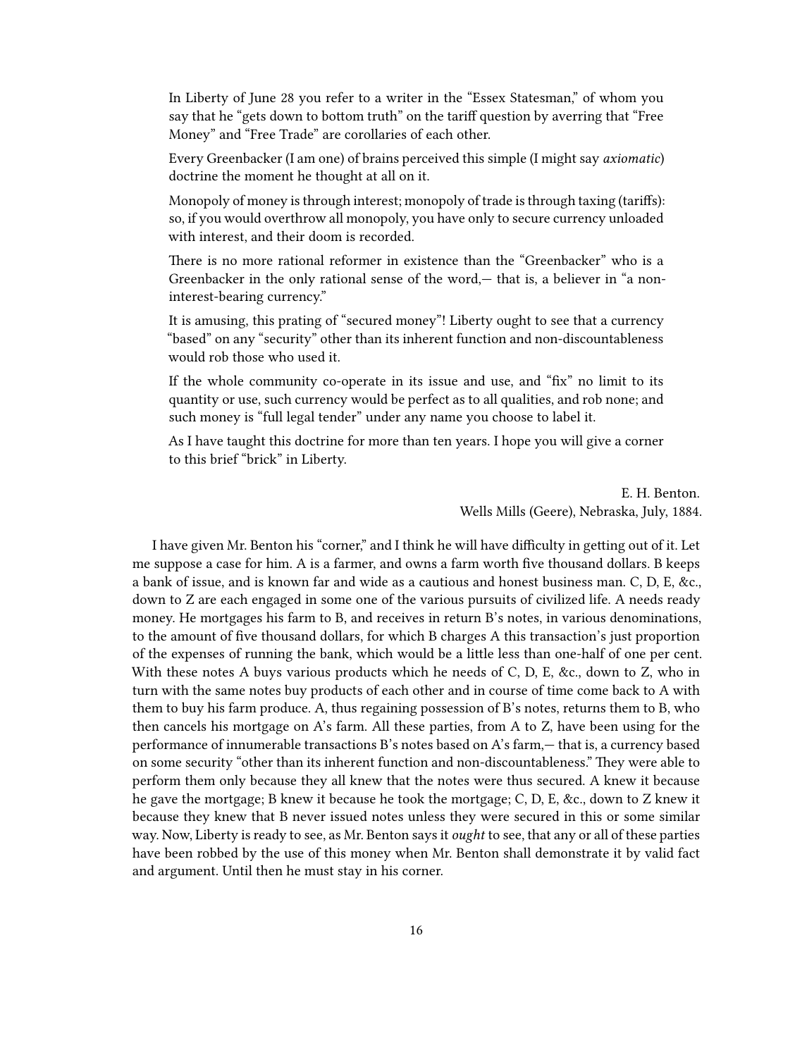> In Liberty of June 28 you refer to a writer in the "Essex Statesman," of whom you say that he "gets down to bottom truth" on the tariff question by averring that "Free Money" and "Free Trade" are corollaries of each other.
>
> Every Greenbacker (I am one) of brains perceived this simple (I might say *axiomatic*) doctrine the moment he thought at all on it.
>
> Monopoly of money is through interest; monopoly of trade is through taxing (tariffs): so, if you would overthrow all monopoly, you have only to secure currency unloaded with interest, and their doom is recorded.
>
> There is no more rational reformer in existence than the "Greenbacker" who is a Greenbacker in the only rational sense of the word,— that is, a believer in "a non-interest-bearing currency."
>
> It is amusing, this prating of "secured money"! Liberty ought to see that a currency "based" on any "security" other than its inherent function and non-discountableness would rob those who used it.
>
> If the whole community co-operate in its issue and use, and "fix" no limit to its quantity or use, such currency would be perfect as to all qualities, and rob none; and such money is "full legal tender" under any name you choose to label it.
>
> As I have taught this doctrine for more than ten years. I hope you will give a corner to this brief "brick" in Liberty.
>
> E. H. Benton.
> Wells Mills (Geere), Nebraska, July, 1884.

I have given Mr. Benton his "corner," and I think he will have difficulty in getting out of it. Let me suppose a case for him. A is a farmer, and owns a farm worth five thousand dollars. B keeps a bank of issue, and is known far and wide as a cautious and honest business man. C, D, E, &c., down to Z are each engaged in some one of the various pursuits of civilized life. A needs ready money. He mortgages his farm to B, and receives in return B's notes, in various denominations, to the amount of five thousand dollars, for which B charges A this transaction's just proportion of the expenses of running the bank, which would be a little less than one-half of one per cent. With these notes A buys various products which he needs of C, D, E, &c., down to Z, who in turn with the same notes buy products of each other and in course of time come back to A with them to buy his farm produce. A, thus regaining possession of B's notes, returns them to B, who then cancels his mortgage on A's farm. All these parties, from A to Z, have been using for the performance of innumerable transactions B's notes based on A's farm,— that is, a currency based on some security "other than its inherent function and non-discountableness." They were able to perform them only because they all knew that the notes were thus secured. A knew it because he gave the mortgage; B knew it because he took the mortgage; C, D, E, &c., down to Z knew it because they knew that B never issued notes unless they were secured in this or some similar way. Now, Liberty is ready to see, as Mr. Benton says it *ought* to see, that any or all of these parties have been robbed by the use of this money when Mr. Benton shall demonstrate it by valid fact and argument. Until then he must stay in his corner.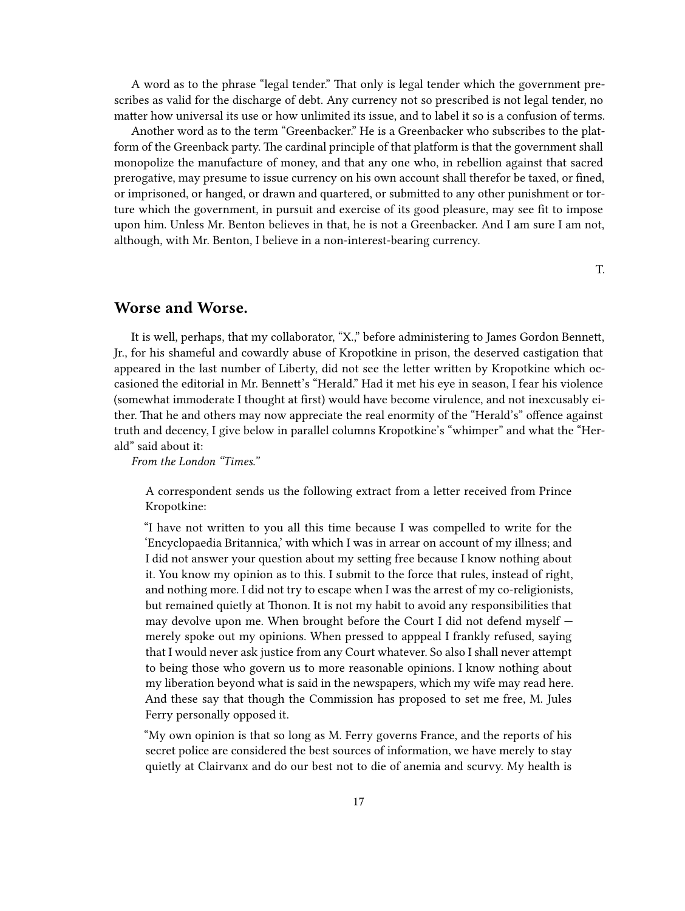A word as to the phrase “legal tender.” That only is legal tender which the government prescribes as valid for the discharge of debt. Any currency not so prescribed is not legal tender, no matter how universal its use or how unlimited its issue, and to label it so is a confusion of terms.

Another word as to the term “Greenbacker.” He is a Greenbacker who subscribes to the platform of the Greenback party. The cardinal principle of that platform is that the government shall monopolize the manufacture of money, and that any one who, in rebellion against that sacred prerogative, may presume to issue currency on his own account shall therefor be taxed, or fined, or imprisoned, or hanged, or drawn and quartered, or submitted to any other punishment or torture which the government, in pursuit and exercise of its good pleasure, may see fit to impose upon him. Unless Mr. Benton believes in that, he is not a Greenbacker. And I am sure I am not, although, with Mr. Benton, I believe in a non-interest-bearing currency.

T.

## Worse and Worse.

It is well, perhaps, that my collaborator, “X.,” before administering to James Gordon Bennett, Jr., for his shameful and cowardly abuse of Kropotkine in prison, the deserved castigation that appeared in the last number of Liberty, did not see the letter written by Kropotkine which occasioned the editorial in Mr. Bennett’s “Herald.” Had it met his eye in season, I fear his violence (somewhat immoderate I thought at first) would have become virulence, and not inexcusably either. That he and others may now appreciate the real enormity of the “Herald’s” offence against truth and decency, I give below in parallel columns Kropotkine’s “whimper” and what the “Herald” said about it:

*From the London “Times.”*

> A correspondent sends us the following extract from a letter received from Prince Kropotkine:
>
> “I have not written to you all this time because I was compelled to write for the ‘Encyclopaedia Britannica,’ with which I was in arrear on account of my illness; and I did not answer your question about my setting free because I know nothing about it. You know my opinion as to this. I submit to the force that rules, instead of right, and nothing more. I did not try to escape when I was the arrest of my co-religionists, but remained quietly at Thonon. It is not my habit to avoid any responsibilities that may devolve upon me. When brought before the Court I did not defend myself — merely spoke out my opinions. When pressed to apppeal I frankly refused, saying that I would never ask justice from any Court whatever. So also I shall never attempt to being those who govern us to more reasonable opinions. I know nothing about my liberation beyond what is said in the newspapers, which my wife may read here. And these say that though the Commission has proposed to set me free, M. Jules Ferry personally opposed it.
>
> “My own opinion is that so long as M. Ferry governs France, and the reports of his secret police are considered the best sources of information, we have merely to stay quietly at Clairvanx and do our best not to die of anemia and scurvy. My health is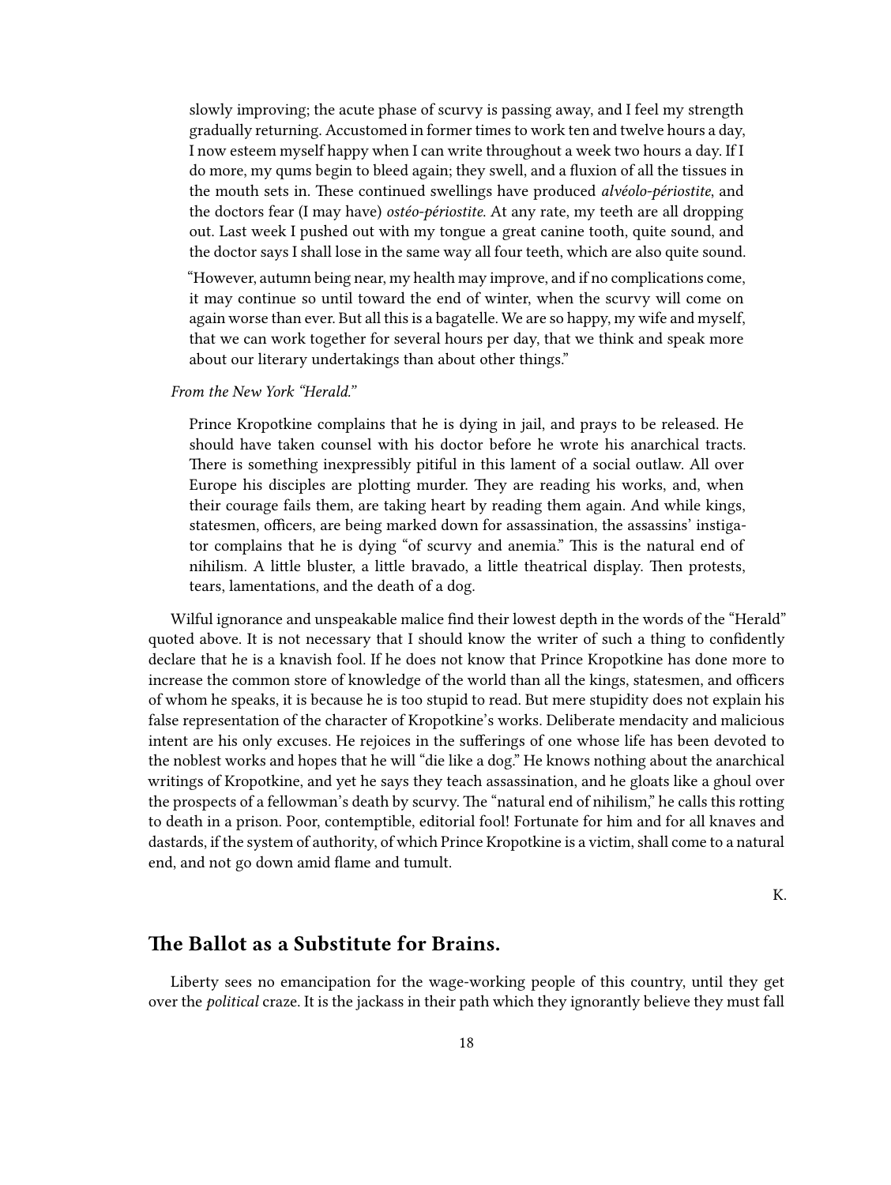slowly improving; the acute phase of scurvy is passing away, and I feel my strength gradually returning. Accustomed in former times to work ten and twelve hours a day, I now esteem myself happy when I can write throughout a week two hours a day. If I do more, my qums begin to bleed again; they swell, and a fluxion of all the tissues in the mouth sets in. These continued swellings have produced *alvéolo-périostite*, and the doctors fear (I may have) *ostéo-périostite*. At any rate, my teeth are all dropping out. Last week I pushed out with my tongue a great canine tooth, quite sound, and the doctor says I shall lose in the same way all four teeth, which are also quite sound.

> "However, autumn being near, my health may improve, and if no complications come, it may continue so until toward the end of winter, when the scurvy will come on again worse than ever. But all this is a bagatelle. We are so happy, my wife and myself, that we can work together for several hours per day, that we think and speak more about our literary undertakings than about other things."

*From the New York "Herald."*

> Prince Kropotkine complains that he is dying in jail, and prays to be released. He should have taken counsel with his doctor before he wrote his anarchical tracts. There is something inexpressibly pitiful in this lament of a social outlaw. All over Europe his disciples are plotting murder. They are reading his works, and, when their courage fails them, are taking heart by reading them again. And while kings, statesmen, officers, are being marked down for assassination, the assassins' instigator complains that he is dying "of scurvy and anemia." This is the natural end of nihilism. A little bluster, a little bravado, a little theatrical display. Then protests, tears, lamentations, and the death of a dog.

Wilful ignorance and unspeakable malice find their lowest depth in the words of the "Herald" quoted above. It is not necessary that I should know the writer of such a thing to confidently declare that he is a knavish fool. If he does not know that Prince Kropotkine has done more to increase the common store of knowledge of the world than all the kings, statesmen, and officers of whom he speaks, it is because he is too stupid to read. But mere stupidity does not explain his false representation of the character of Kropotkine's works. Deliberate mendacity and malicious intent are his only excuses. He rejoices in the sufferings of one whose life has been devoted to the noblest works and hopes that he will "die like a dog." He knows nothing about the anarchical writings of Kropotkine, and yet he says they teach assassination, and he gloats like a ghoul over the prospects of a fellowman's death by scurvy. The "natural end of nihilism," he calls this rotting to death in a prison. Poor, contemptible, editorial fool! Fortunate for him and for all knaves and dastards, if the system of authority, of which Prince Kropotkine is a victim, shall come to a natural end, and not go down amid flame and tumult.

K.

## The Ballot as a Substitute for Brains.

Liberty sees no emancipation for the wage-working people of this country, until they get over the *political* craze. It is the jackass in their path which they ignorantly believe they must fall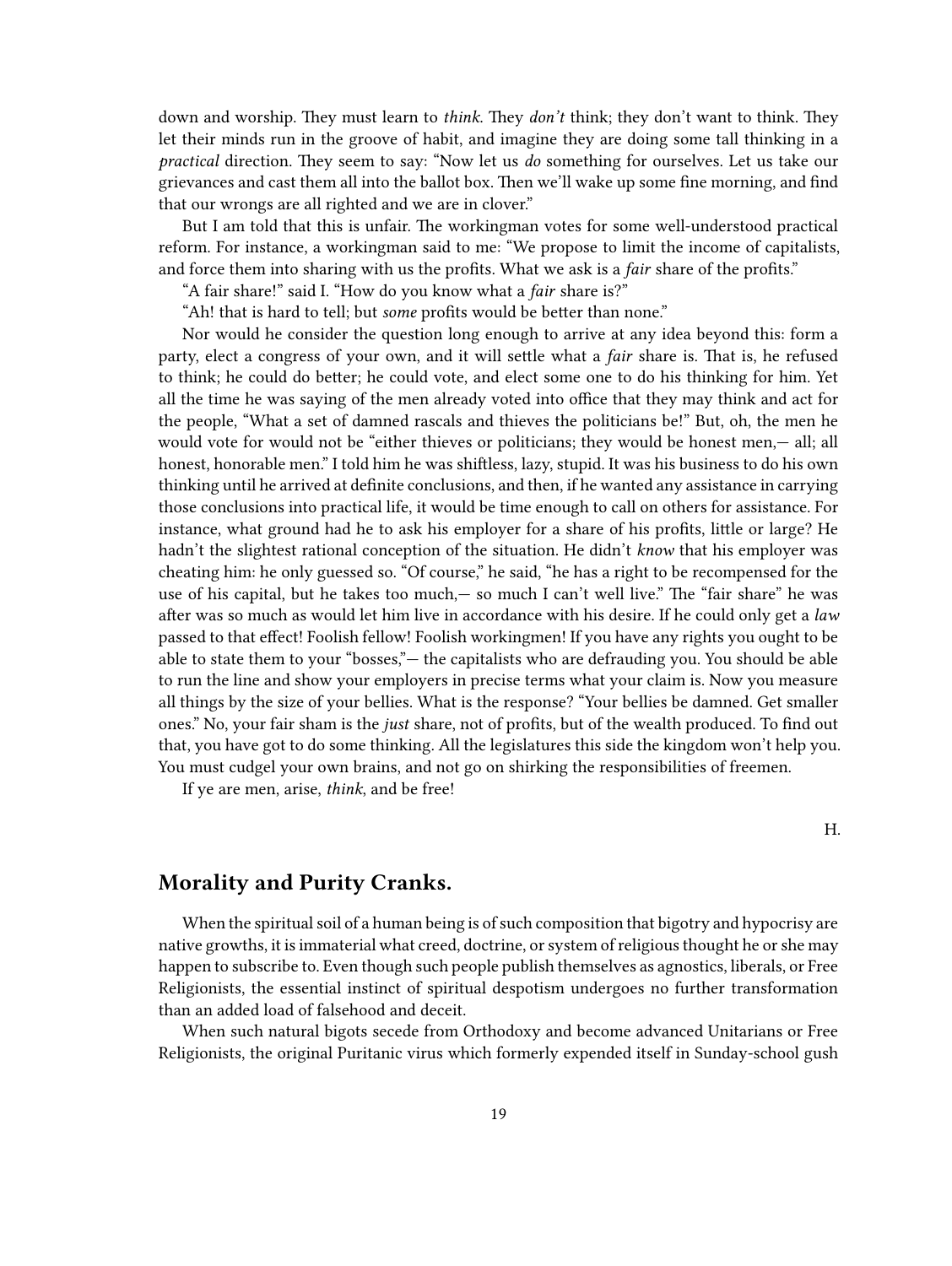down and worship. They must learn to *think*. They *don't* think; they don't want to think. They let their minds run in the groove of habit, and imagine they are doing some tall thinking in a *practical* direction. They seem to say: "Now let us *do* something for ourselves. Let us take our grievances and cast them all into the ballot box. Then we'll wake up some fine morning, and find that our wrongs are all righted and we are in clover."

But I am told that this is unfair. The workingman votes for some well-understood practical reform. For instance, a workingman said to me: "We propose to limit the income of capitalists, and force them into sharing with us the profits. What we ask is a *fair* share of the profits."

"A fair share!" said I. "How do you know what a *fair* share is?"

"Ah! that is hard to tell; but *some* profits would be better than none."

Nor would he consider the question long enough to arrive at any idea beyond this: form a party, elect a congress of your own, and it will settle what a *fair* share is. That is, he refused to think; he could do better; he could vote, and elect some one to do his thinking for him. Yet all the time he was saying of the men already voted into office that they may think and act for the people, "What a set of damned rascals and thieves the politicians be!" But, oh, the men he would vote for would not be "either thieves or politicians; they would be honest men,— all; all honest, honorable men." I told him he was shiftless, lazy, stupid. It was his business to do his own thinking until he arrived at definite conclusions, and then, if he wanted any assistance in carrying those conclusions into practical life, it would be time enough to call on others for assistance. For instance, what ground had he to ask his employer for a share of his profits, little or large? He hadn't the slightest rational conception of the situation. He didn't *know* that his employer was cheating him: he only guessed so. "Of course," he said, "he has a right to be recompensed for the use of his capital, but he takes too much,— so much I can't well live." The "fair share" he was after was so much as would let him live in accordance with his desire. If he could only get a *law* passed to that effect! Foolish fellow! Foolish workingmen! If you have any rights you ought to be able to state them to your "bosses,"— the capitalists who are defrauding you. You should be able to run the line and show your employers in precise terms what your claim is. Now you measure all things by the size of your bellies. What is the response? "Your bellies be damned. Get smaller ones." No, your fair sham is the *just* share, not of profits, but of the wealth produced. To find out that, you have got to do some thinking. All the legislatures this side the kingdom won't help you. You must cudgel your own brains, and not go on shirking the responsibilities of freemen.

If ye are men, arise, *think*, and be free!

H.

## Morality and Purity Cranks.

When the spiritual soil of a human being is of such composition that bigotry and hypocrisy are native growths, it is immaterial what creed, doctrine, or system of religious thought he or she may happen to subscribe to. Even though such people publish themselves as agnostics, liberals, or Free Religionists, the essential instinct of spiritual despotism undergoes no further transformation than an added load of falsehood and deceit.

When such natural bigots secede from Orthodoxy and become advanced Unitarians or Free Religionists, the original Puritanic virus which formerly expended itself in Sunday-school gush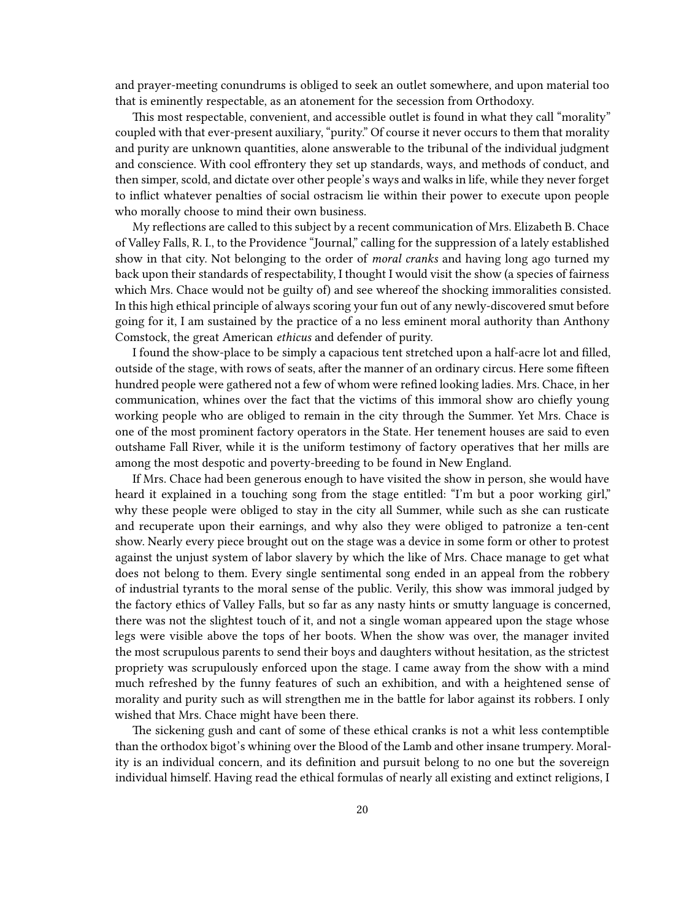and prayer-meeting conundrums is obliged to seek an outlet somewhere, and upon material too that is eminently respectable, as an atonement for the secession from Orthodoxy.

This most respectable, convenient, and accessible outlet is found in what they call "morality" coupled with that ever-present auxiliary, "purity." Of course it never occurs to them that morality and purity are unknown quantities, alone answerable to the tribunal of the individual judgment and conscience. With cool effrontery they set up standards, ways, and methods of conduct, and then simper, scold, and dictate over other people's ways and walks in life, while they never forget to inflict whatever penalties of social ostracism lie within their power to execute upon people who morally choose to mind their own business.

My reflections are called to this subject by a recent communication of Mrs. Elizabeth B. Chace of Valley Falls, R. I., to the Providence "Journal," calling for the suppression of a lately established show in that city. Not belonging to the order of *moral cranks* and having long ago turned my back upon their standards of respectability, I thought I would visit the show (a species of fairness which Mrs. Chace would not be guilty of) and see whereof the shocking immoralities consisted. In this high ethical principle of always scoring your fun out of any newly-discovered smut before going for it, I am sustained by the practice of a no less eminent moral authority than Anthony Comstock, the great American *ethicus* and defender of purity.

I found the show-place to be simply a capacious tent stretched upon a half-acre lot and filled, outside of the stage, with rows of seats, after the manner of an ordinary circus. Here some fifteen hundred people were gathered not a few of whom were refined looking ladies. Mrs. Chace, in her communication, whines over the fact that the victims of this immoral show aro chiefly young working people who are obliged to remain in the city through the Summer. Yet Mrs. Chace is one of the most prominent factory operators in the State. Her tenement houses are said to even outshame Fall River, while it is the uniform testimony of factory operatives that her mills are among the most despotic and poverty-breeding to be found in New England.

If Mrs. Chace had been generous enough to have visited the show in person, she would have heard it explained in a touching song from the stage entitled: "I'm but a poor working girl," why these people were obliged to stay in the city all Summer, while such as she can rusticate and recuperate upon their earnings, and why also they were obliged to patronize a ten-cent show. Nearly every piece brought out on the stage was a device in some form or other to protest against the unjust system of labor slavery by which the like of Mrs. Chace manage to get what does not belong to them. Every single sentimental song ended in an appeal from the robbery of industrial tyrants to the moral sense of the public. Verily, this show was immoral judged by the factory ethics of Valley Falls, but so far as any nasty hints or smutty language is concerned, there was not the slightest touch of it, and not a single woman appeared upon the stage whose legs were visible above the tops of her boots. When the show was over, the manager invited the most scrupulous parents to send their boys and daughters without hesitation, as the strictest propriety was scrupulously enforced upon the stage. I came away from the show with a mind much refreshed by the funny features of such an exhibition, and with a heightened sense of morality and purity such as will strengthen me in the battle for labor against its robbers. I only wished that Mrs. Chace might have been there.

The sickening gush and cant of some of these ethical cranks is not a whit less contemptible than the orthodox bigot's whining over the Blood of the Lamb and other insane trumpery. Morality is an individual concern, and its definition and pursuit belong to no one but the sovereign individual himself. Having read the ethical formulas of nearly all existing and extinct religions, I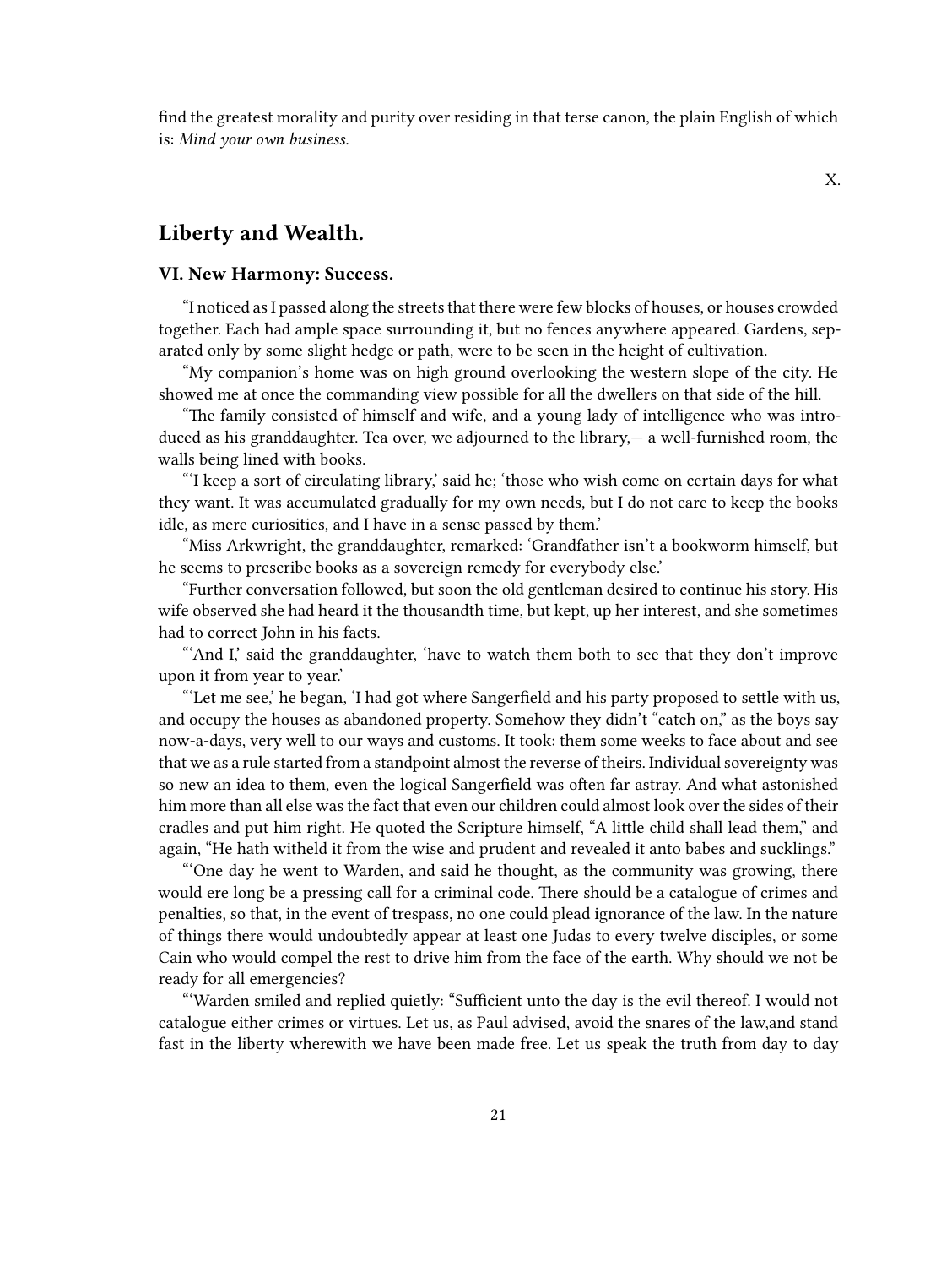find the greatest morality and purity over residing in that terse canon, the plain English of which is: *Mind your own business.*

X.

## Liberty and Wealth.

### VI. New Harmony: Success.

"I noticed as I passed along the streets that there were few blocks of houses, or houses crowded together. Each had ample space surrounding it, but no fences anywhere appeared. Gardens, separated only by some slight hedge or path, were to be seen in the height of cultivation.

"My companion's home was on high ground overlooking the western slope of the city. He showed me at once the commanding view possible for all the dwellers on that side of the hill.

"The family consisted of himself and wife, and a young lady of intelligence who was introduced as his granddaughter. Tea over, we adjourned to the library,— a well-furnished room, the walls being lined with books.

"'I keep a sort of circulating library,' said he; 'those who wish come on certain days for what they want. It was accumulated gradually for my own needs, but I do not care to keep the books idle, as mere curiosities, and I have in a sense passed by them.'

"Miss Arkwright, the granddaughter, remarked: 'Grandfather isn't a bookworm himself, but he seems to prescribe books as a sovereign remedy for everybody else.'

"Further conversation followed, but soon the old gentleman desired to continue his story. His wife observed she had heard it the thousandth time, but kept, up her interest, and she sometimes had to correct John in his facts.

"'And I,' said the granddaughter, 'have to watch them both to see that they don't improve upon it from year to year.'

"'Let me see,' he began, 'I had got where Sangerfield and his party proposed to settle with us, and occupy the houses as abandoned property. Somehow they didn't "catch on," as the boys say now-a-days, very well to our ways and customs. It took: them some weeks to face about and see that we as a rule started from a standpoint almost the reverse of theirs. Individual sovereignty was so new an idea to them, even the logical Sangerfield was often far astray. And what astonished him more than all else was the fact that even our children could almost look over the sides of their cradles and put him right. He quoted the Scripture himself, "A little child shall lead them," and again, "He hath witheld it from the wise and prudent and revealed it anto babes and sucklings."

"'One day he went to Warden, and said he thought, as the community was growing, there would ere long be a pressing call for a criminal code. There should be a catalogue of crimes and penalties, so that, in the event of trespass, no one could plead ignorance of the law. In the nature of things there would undoubtedly appear at least one Judas to every twelve disciples, or some Cain who would compel the rest to drive him from the face of the earth. Why should we not be ready for all emergencies?

"'Warden smiled and replied quietly: "Sufficient unto the day is the evil thereof. I would not catalogue either crimes or virtues. Let us, as Paul advised, avoid the snares of the law,and stand fast in the liberty wherewith we have been made free. Let us speak the truth from day to day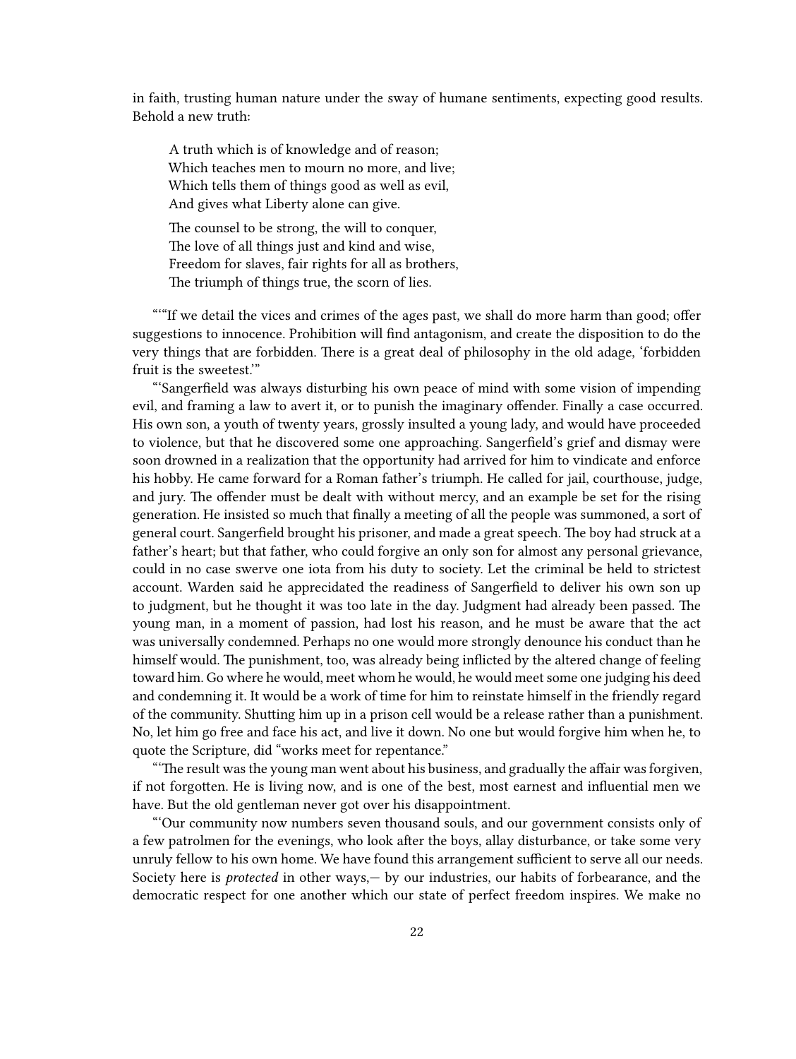in faith, trusting human nature under the sway of humane sentiments, expecting good results. Behold a new truth:

> A truth which is of knowledge and of reason;
> Which teaches men to mourn no more, and live;
> Which tells them of things good as well as evil,
> And gives what Liberty alone can give.
>
> The counsel to be strong, the will to conquer,
> The love of all things just and kind and wise,
> Freedom for slaves, fair rights for all as brothers,
> The triumph of things true, the scorn of lies.

"‘"If we detail the vices and crimes of the ages past, we shall do more harm than good; offer suggestions to innocence. Prohibition will find antagonism, and create the disposition to do the very things that are forbidden. There is a great deal of philosophy in the old adage, ‘forbidden fruit is the sweetest.’"

"‘Sangerfield was always disturbing his own peace of mind with some vision of impending evil, and framing a law to avert it, or to punish the imaginary offender. Finally a case occurred. His own son, a youth of twenty years, grossly insulted a young lady, and would have proceeded to violence, but that he discovered some one approaching. Sangerfield's grief and dismay were soon drowned in a realization that the opportunity had arrived for him to vindicate and enforce his hobby. He came forward for a Roman father's triumph. He called for jail, courthouse, judge, and jury. The offender must be dealt with without mercy, and an example be set for the rising generation. He insisted so much that finally a meeting of all the people was summoned, a sort of general court. Sangerfield brought his prisoner, and made a great speech. The boy had struck at a father's heart; but that father, who could forgive an only son for almost any personal grievance, could in no case swerve one iota from his duty to society. Let the criminal be held to strictest account. Warden said he appreciated the readiness of Sangerfield to deliver his own son up to judgment, but he thought it was too late in the day. Judgment had already been passed. The young man, in a moment of passion, had lost his reason, and he must be aware that the act was universally condemned. Perhaps no one would more strongly denounce his conduct than he himself would. The punishment, too, was already being inflicted by the altered change of feeling toward him. Go where he would, meet whom he would, he would meet some one judging his deed and condemning it. It would be a work of time for him to reinstate himself in the friendly regard of the community. Shutting him up in a prison cell would be a release rather than a punishment. No, let him go free and face his act, and live it down. No one but would forgive him when he, to quote the Scripture, did "works meet for repentance."

"‘The result was the young man went about his business, and gradually the affair was forgiven, if not forgotten. He is living now, and is one of the best, most earnest and influential men we have. But the old gentleman never got over his disappointment.

"‘Our community now numbers seven thousand souls, and our government consists only of a few patrolmen for the evenings, who look after the boys, allay disturbance, or take some very unruly fellow to his own home. We have found this arrangement sufficient to serve all our needs. Society here is *protected* in other ways,— by our industries, our habits of forbearance, and the democratic respect for one another which our state of perfect freedom inspires. We make no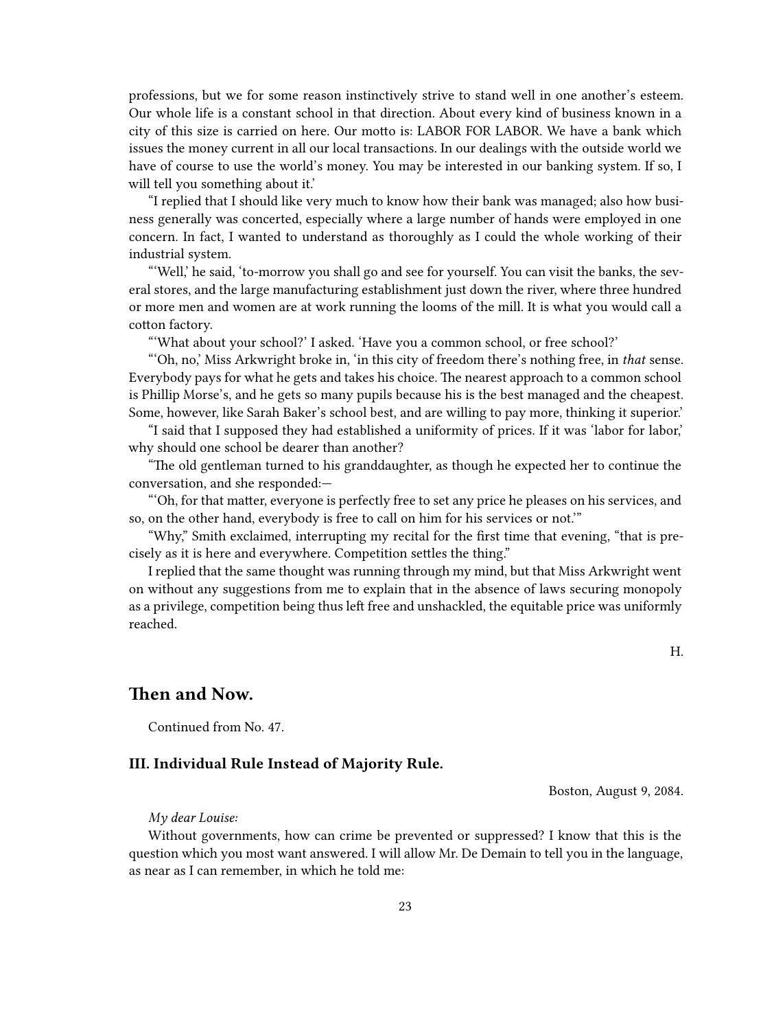professions, but we for some reason instinctively strive to stand well in one another's esteem. Our whole life is a constant school in that direction. About every kind of business known in a city of this size is carried on here. Our motto is: LABOR FOR LABOR. We have a bank which issues the money current in all our local transactions. In our dealings with the outside world we have of course to use the world's money. You may be interested in our banking system. If so, I will tell you something about it.'

"I replied that I should like very much to know how their bank was managed; also how business generally was concerted, especially where a large number of hands were employed in one concern. In fact, I wanted to understand as thoroughly as I could the whole working of their industrial system.

"'Well,' he said, 'to-morrow you shall go and see for yourself. You can visit the banks, the several stores, and the large manufacturing establishment just down the river, where three hundred or more men and women are at work running the looms of the mill. It is what you would call a cotton factory.

"'What about your school?' I asked. 'Have you a common school, or free school?'

"'Oh, no,' Miss Arkwright broke in, 'in this city of freedom there's nothing free, in *that* sense. Everybody pays for what he gets and takes his choice. The nearest approach to a common school is Phillip Morse's, and he gets so many pupils because his is the best managed and the cheapest. Some, however, like Sarah Baker's school best, and are willing to pay more, thinking it superior.'

"I said that I supposed they had established a uniformity of prices. If it was 'labor for labor,' why should one school be dearer than another?

"The old gentleman turned to his granddaughter, as though he expected her to continue the conversation, and she responded:—

"'Oh, for that matter, everyone is perfectly free to set any price he pleases on his services, and so, on the other hand, everybody is free to call on him for his services or not.'"

"Why," Smith exclaimed, interrupting my recital for the first time that evening, "that is precisely as it is here and everywhere. Competition settles the thing."

I replied that the same thought was running through my mind, but that Miss Arkwright went on without any suggestions from me to explain that in the absence of laws securing monopoly as a privilege, competition being thus left free and unshackled, the equitable price was uniformly reached.

H.

## Then and Now.

Continued from No. 47.

### III. Individual Rule Instead of Majority Rule.

Boston, August 9, 2084.

*My dear Louise:*

Without governments, how can crime be prevented or suppressed? I know that this is the question which you most want answered. I will allow Mr. De Demain to tell you in the language, as near as I can remember, in which he told me: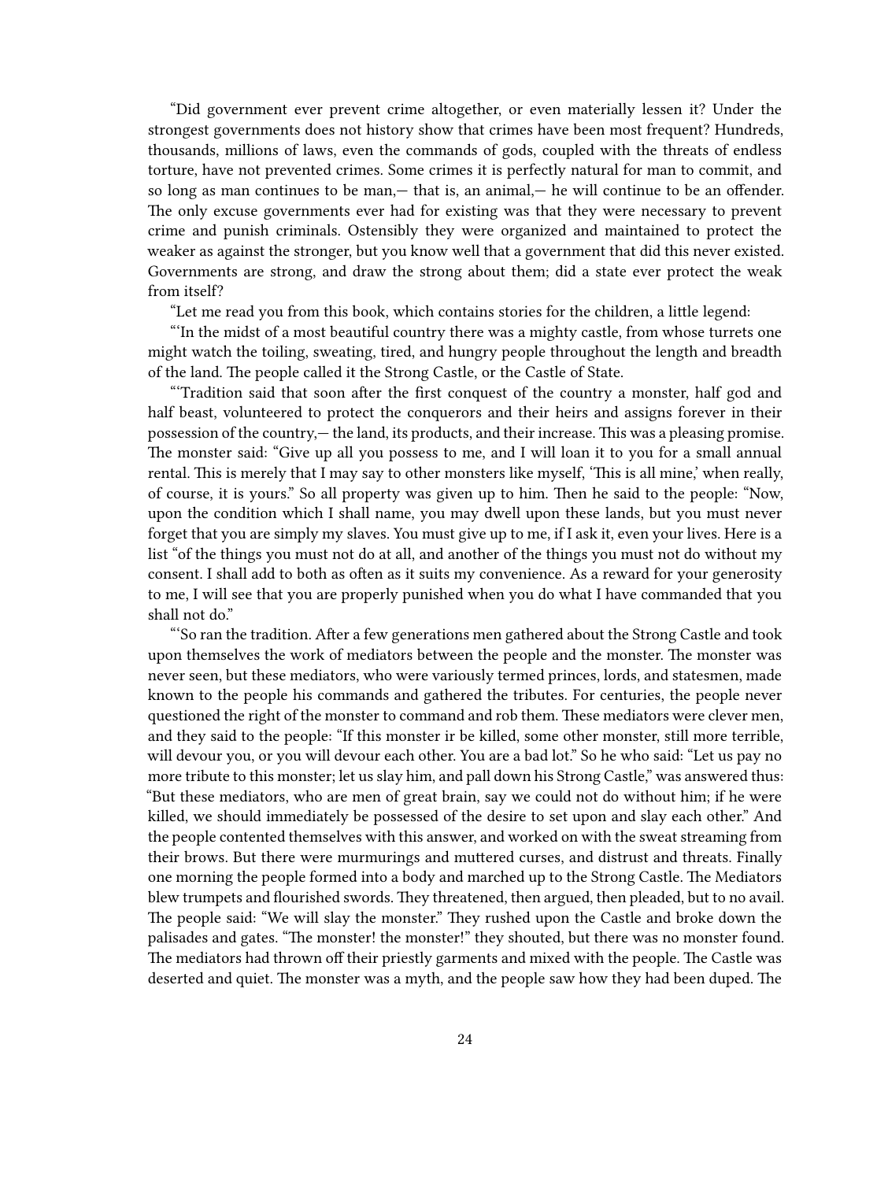"Did government ever prevent crime altogether, or even materially lessen it? Under the strongest governments does not history show that crimes have been most frequent? Hundreds, thousands, millions of laws, even the commands of gods, coupled with the threats of endless torture, have not prevented crimes. Some crimes it is perfectly natural for man to commit, and so long as man continues to be man,— that is, an animal,— he will continue to be an offender. The only excuse governments ever had for existing was that they were necessary to prevent crime and punish criminals. Ostensibly they were organized and maintained to protect the weaker as against the stronger, but you know well that a government that did this never existed. Governments are strong, and draw the strong about them; did a state ever protect the weak from itself?

"Let me read you from this book, which contains stories for the children, a little legend:

"'In the midst of a most beautiful country there was a mighty castle, from whose turrets one might watch the toiling, sweating, tired, and hungry people throughout the length and breadth of the land. The people called it the Strong Castle, or the Castle of State.

"'Tradition said that soon after the first conquest of the country a monster, half god and half beast, volunteered to protect the conquerors and their heirs and assigns forever in their possession of the country,— the land, its products, and their increase. This was a pleasing promise. The monster said: "Give up all you possess to me, and I will loan it to you for a small annual rental. This is merely that I may say to other monsters like myself, 'This is all mine,' when really, of course, it is yours." So all property was given up to him. Then he said to the people: "Now, upon the condition which I shall name, you may dwell upon these lands, but you must never forget that you are simply my slaves. You must give up to me, if I ask it, even your lives. Here is a list "of the things you must not do at all, and another of the things you must not do without my consent. I shall add to both as often as it suits my convenience. As a reward for your generosity to me, I will see that you are properly punished when you do what I have commanded that you shall not do."

"'So ran the tradition. After a few generations men gathered about the Strong Castle and took upon themselves the work of mediators between the people and the monster. The monster was never seen, but these mediators, who were variously termed princes, lords, and statesmen, made known to the people his commands and gathered the tributes. For centuries, the people never questioned the right of the monster to command and rob them. These mediators were clever men, and they said to the people: "If this monster ir be killed, some other monster, still more terrible, will devour you, or you will devour each other. You are a bad lot." So he who said: "Let us pay no more tribute to this monster; let us slay him, and pall down his Strong Castle," was answered thus: "But these mediators, who are men of great brain, say we could not do without him; if he were killed, we should immediately be possessed of the desire to set upon and slay each other." And the people contented themselves with this answer, and worked on with the sweat streaming from their brows. But there were murmurings and muttered curses, and distrust and threats. Finally one morning the people formed into a body and marched up to the Strong Castle. The Mediators blew trumpets and flourished swords. They threatened, then argued, then pleaded, but to no avail. The people said: "We will slay the monster." They rushed upon the Castle and broke down the palisades and gates. "The monster! the monster!" they shouted, but there was no monster found. The mediators had thrown off their priestly garments and mixed with the people. The Castle was deserted and quiet. The monster was a myth, and the people saw how they had been duped. The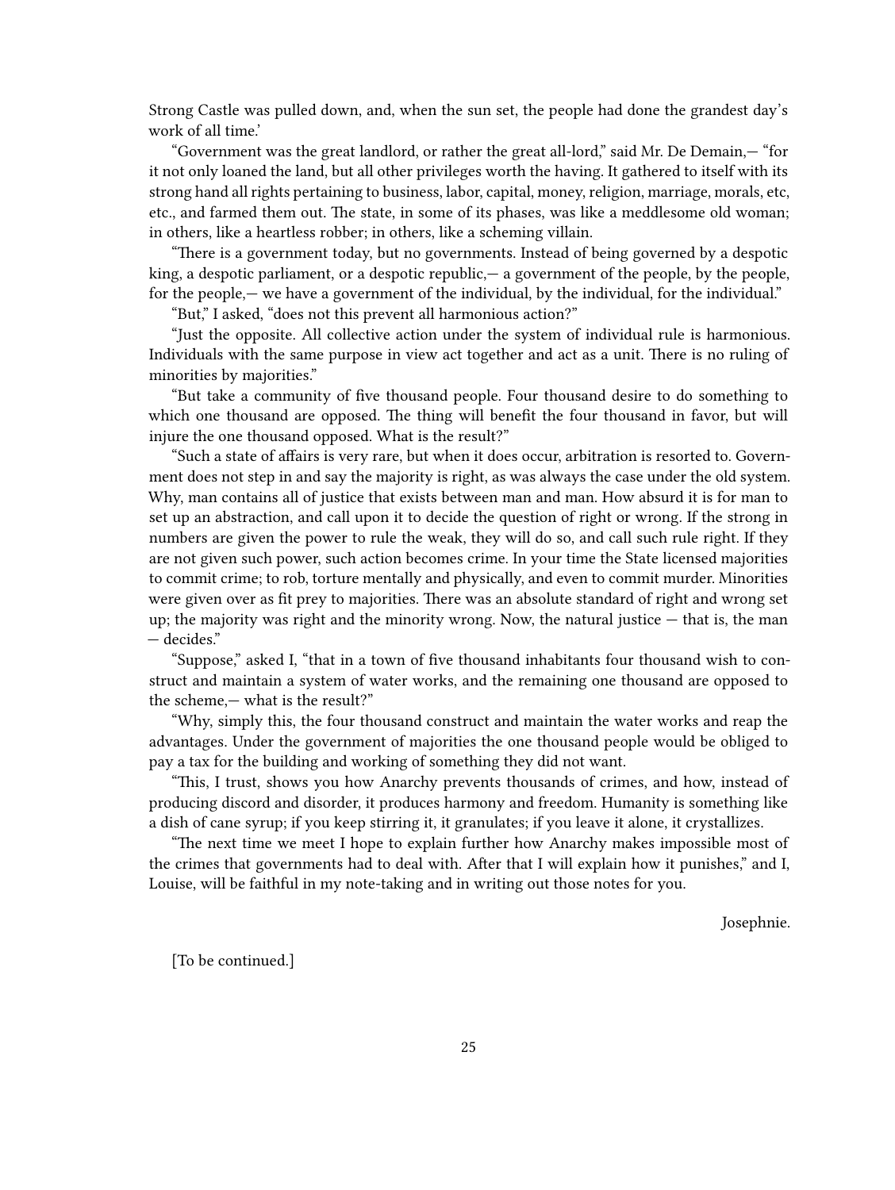Strong Castle was pulled down, and, when the sun set, the people had done the grandest day's work of all time.'

"Government was the great landlord, or rather the great all-lord," said Mr. De Demain,— "for it not only loaned the land, but all other privileges worth the having. It gathered to itself with its strong hand all rights pertaining to business, labor, capital, money, religion, marriage, morals, etc, etc., and farmed them out. The state, in some of its phases, was like a meddlesome old woman; in others, like a heartless robber; in others, like a scheming villain.

"There is a government today, but no governments. Instead of being governed by a despotic king, a despotic parliament, or a despotic republic,— a government of the people, by the people, for the people,— we have a government of the individual, by the individual, for the individual."

"But," I asked, "does not this prevent all harmonious action?"

"Just the opposite. All collective action under the system of individual rule is harmonious. Individuals with the same purpose in view act together and act as a unit. There is no ruling of minorities by majorities."

"But take a community of five thousand people. Four thousand desire to do something to which one thousand are opposed. The thing will benefit the four thousand in favor, but will injure the one thousand opposed. What is the result?"

"Such a state of affairs is very rare, but when it does occur, arbitration is resorted to. Government does not step in and say the majority is right, as was always the case under the old system. Why, man contains all of justice that exists between man and man. How absurd it is for man to set up an abstraction, and call upon it to decide the question of right or wrong. If the strong in numbers are given the power to rule the weak, they will do so, and call such rule right. If they are not given such power, such action becomes crime. In your time the State licensed majorities to commit crime; to rob, torture mentally and physically, and even to commit murder. Minorities were given over as fit prey to majorities. There was an absolute standard of right and wrong set up; the majority was right and the minority wrong. Now, the natural justice — that is, the man — decides."

"Suppose," asked I, "that in a town of five thousand inhabitants four thousand wish to construct and maintain a system of water works, and the remaining one thousand are opposed to the scheme,— what is the result?"

"Why, simply this, the four thousand construct and maintain the water works and reap the advantages. Under the government of majorities the one thousand people would be obliged to pay a tax for the building and working of something they did not want.

"This, I trust, shows you how Anarchy prevents thousands of crimes, and how, instead of producing discord and disorder, it produces harmony and freedom. Humanity is something like a dish of cane syrup; if you keep stirring it, it granulates; if you leave it alone, it crystallizes.

"The next time we meet I hope to explain further how Anarchy makes impossible most of the crimes that governments had to deal with. After that I will explain how it punishes," and I, Louise, will be faithful in my note-taking and in writing out those notes for you.

Josephnie.

[To be continued.]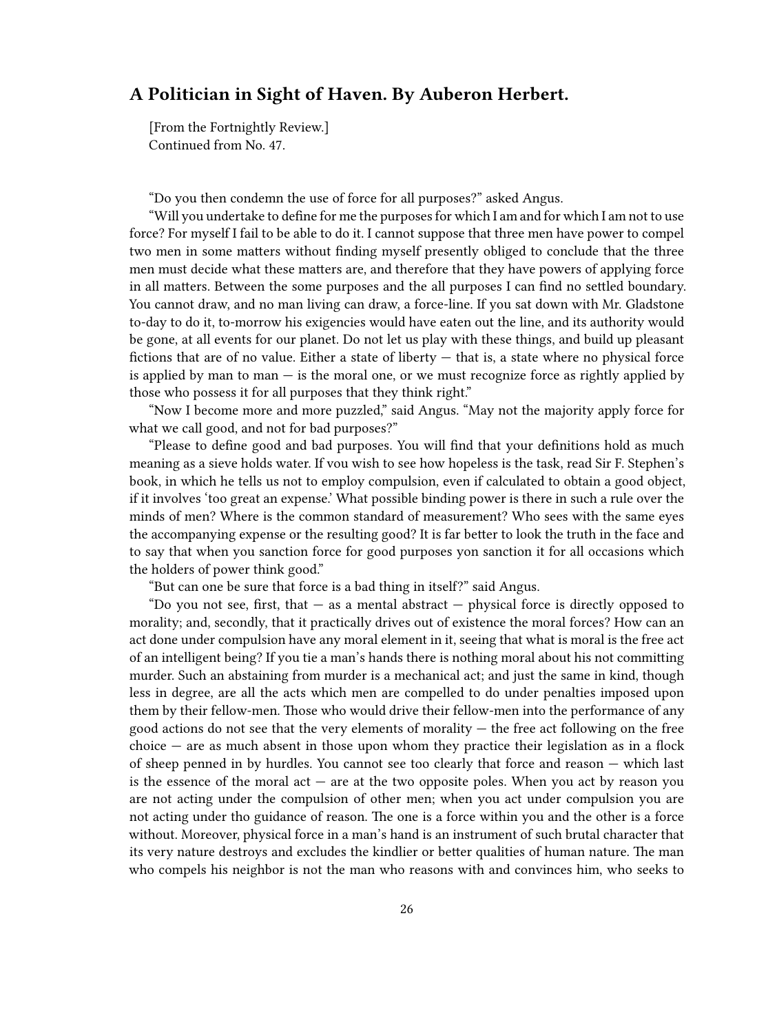## A Politician in Sight of Haven. By Auberon Herbert.

[From the Fortnightly Review.]
Continued from No. 47.

"Do you then condemn the use of force for all purposes?" asked Angus.

"Will you undertake to define for me the purposes for which I am and for which I am not to use force? For myself I fail to be able to do it. I cannot suppose that three men have power to compel two men in some matters without finding myself presently obliged to conclude that the three men must decide what these matters are, and therefore that they have powers of applying force in all matters. Between the some purposes and the all purposes I can find no settled boundary. You cannot draw, and no man living can draw, a force-line. If you sat down with Mr. Gladstone to-day to do it, to-morrow his exigencies would have eaten out the line, and its authority would be gone, at all events for our planet. Do not let us play with these things, and build up pleasant fictions that are of no value. Either a state of liberty — that is, a state where no physical force is applied by man to man — is the moral one, or we must recognize force as rightly applied by those who possess it for all purposes that they think right."

"Now I become more and more puzzled," said Angus. "May not the majority apply force for what we call good, and not for bad purposes?"

"Please to define good and bad purposes. You will find that your definitions hold as much meaning as a sieve holds water. If vou wish to see how hopeless is the task, read Sir F. Stephen's book, in which he tells us not to employ compulsion, even if calculated to obtain a good object, if it involves 'too great an expense.' What possible binding power is there in such a rule over the minds of men? Where is the common standard of measurement? Who sees with the same eyes the accompanying expense or the resulting good? It is far better to look the truth in the face and to say that when you sanction force for good purposes yon sanction it for all occasions which the holders of power think good."

"But can one be sure that force is a bad thing in itself?" said Angus.

"Do you not see, first, that — as a mental abstract — physical force is directly opposed to morality; and, secondly, that it practically drives out of existence the moral forces? How can an act done under compulsion have any moral element in it, seeing that what is moral is the free act of an intelligent being? If you tie a man's hands there is nothing moral about his not committing murder. Such an abstaining from murder is a mechanical act; and just the same in kind, though less in degree, are all the acts which men are compelled to do under penalties imposed upon them by their fellow-men. Those who would drive their fellow-men into the performance of any good actions do not see that the very elements of morality — the free act following on the free choice — are as much absent in those upon whom they practice their legislation as in a flock of sheep penned in by hurdles. You cannot see too clearly that force and reason — which last is the essence of the moral act — are at the two opposite poles. When you act by reason you are not acting under the compulsion of other men; when you act under compulsion you are not acting under tho guidance of reason. The one is a force within you and the other is a force without. Moreover, physical force in a man's hand is an instrument of such brutal character that its very nature destroys and excludes the kindlier or better qualities of human nature. The man who compels his neighbor is not the man who reasons with and convinces him, who seeks to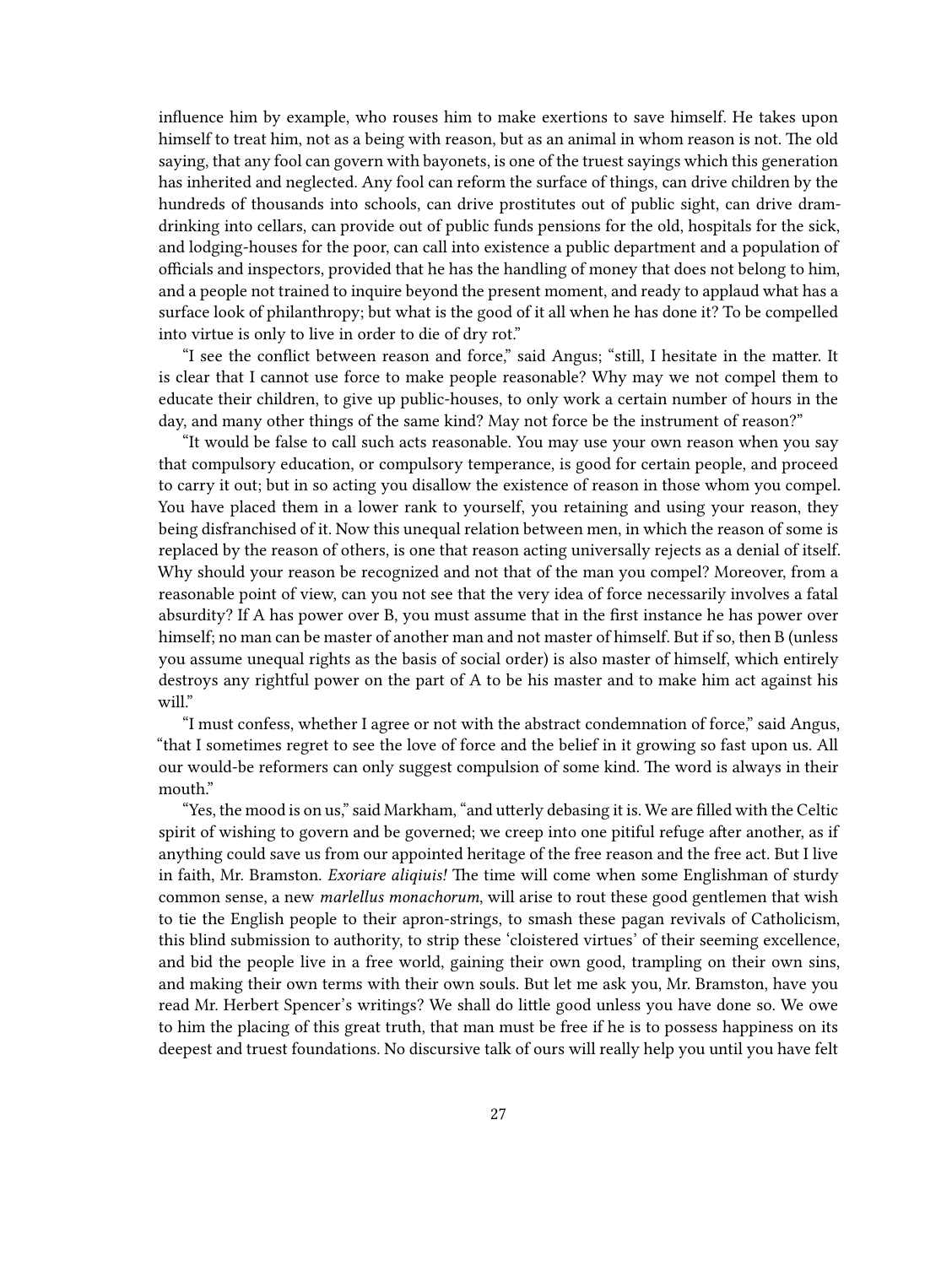influence him by example, who rouses him to make exertions to save himself. He takes upon himself to treat him, not as a being with reason, but as an animal in whom reason is not. The old saying, that any fool can govern with bayonets, is one of the truest sayings which this generation has inherited and neglected. Any fool can reform the surface of things, can drive children by the hundreds of thousands into schools, can drive prostitutes out of public sight, can drive dram-drinking into cellars, can provide out of public funds pensions for the old, hospitals for the sick, and lodging-houses for the poor, can call into existence a public department and a population of officials and inspectors, provided that he has the handling of money that does not belong to him, and a people not trained to inquire beyond the present moment, and ready to applaud what has a surface look of philanthropy; but what is the good of it all when he has done it? To be compelled into virtue is only to live in order to die of dry rot."

"I see the conflict between reason and force," said Angus; "still, I hesitate in the matter. It is clear that I cannot use force to make people reasonable? Why may we not compel them to educate their children, to give up public-houses, to only work a certain number of hours in the day, and many other things of the same kind? May not force be the instrument of reason?"

"It would be false to call such acts reasonable. You may use your own reason when you say that compulsory education, or compulsory temperance, is good for certain people, and proceed to carry it out; but in so acting you disallow the existence of reason in those whom you compel. You have placed them in a lower rank to yourself, you retaining and using your reason, they being disfranchised of it. Now this unequal relation between men, in which the reason of some is replaced by the reason of others, is one that reason acting universally rejects as a denial of itself. Why should your reason be recognized and not that of the man you compel? Moreover, from a reasonable point of view, can you not see that the very idea of force necessarily involves a fatal absurdity? If A has power over B, you must assume that in the first instance he has power over himself; no man can be master of another man and not master of himself. But if so, then B (unless you assume unequal rights as the basis of social order) is also master of himself, which entirely destroys any rightful power on the part of A to be his master and to make him act against his will."

"I must confess, whether I agree or not with the abstract condemnation of force," said Angus, "that I sometimes regret to see the love of force and the belief in it growing so fast upon us. All our would-be reformers can only suggest compulsion of some kind. The word is always in their mouth."

"Yes, the mood is on us," said Markham, "and utterly debasing it is. We are filled with the Celtic spirit of wishing to govern and be governed; we creep into one pitiful refuge after another, as if anything could save us from our appointed heritage of the free reason and the free act. But I live in faith, Mr. Bramston. *Exoriare aliqiuis!* The time will come when some Englishman of sturdy common sense, a new *marlellus monachorum*, will arise to rout these good gentlemen that wish to tie the English people to their apron-strings, to smash these pagan revivals of Catholicism, this blind submission to authority, to strip these 'cloistered virtues' of their seeming excellence, and bid the people live in a free world, gaining their own good, trampling on their own sins, and making their own terms with their own souls. But let me ask you, Mr. Bramston, have you read Mr. Herbert Spencer's writings? We shall do little good unless you have done so. We owe to him the placing of this great truth, that man must be free if he is to possess happiness on its deepest and truest foundations. No discursive talk of ours will really help you until you have felt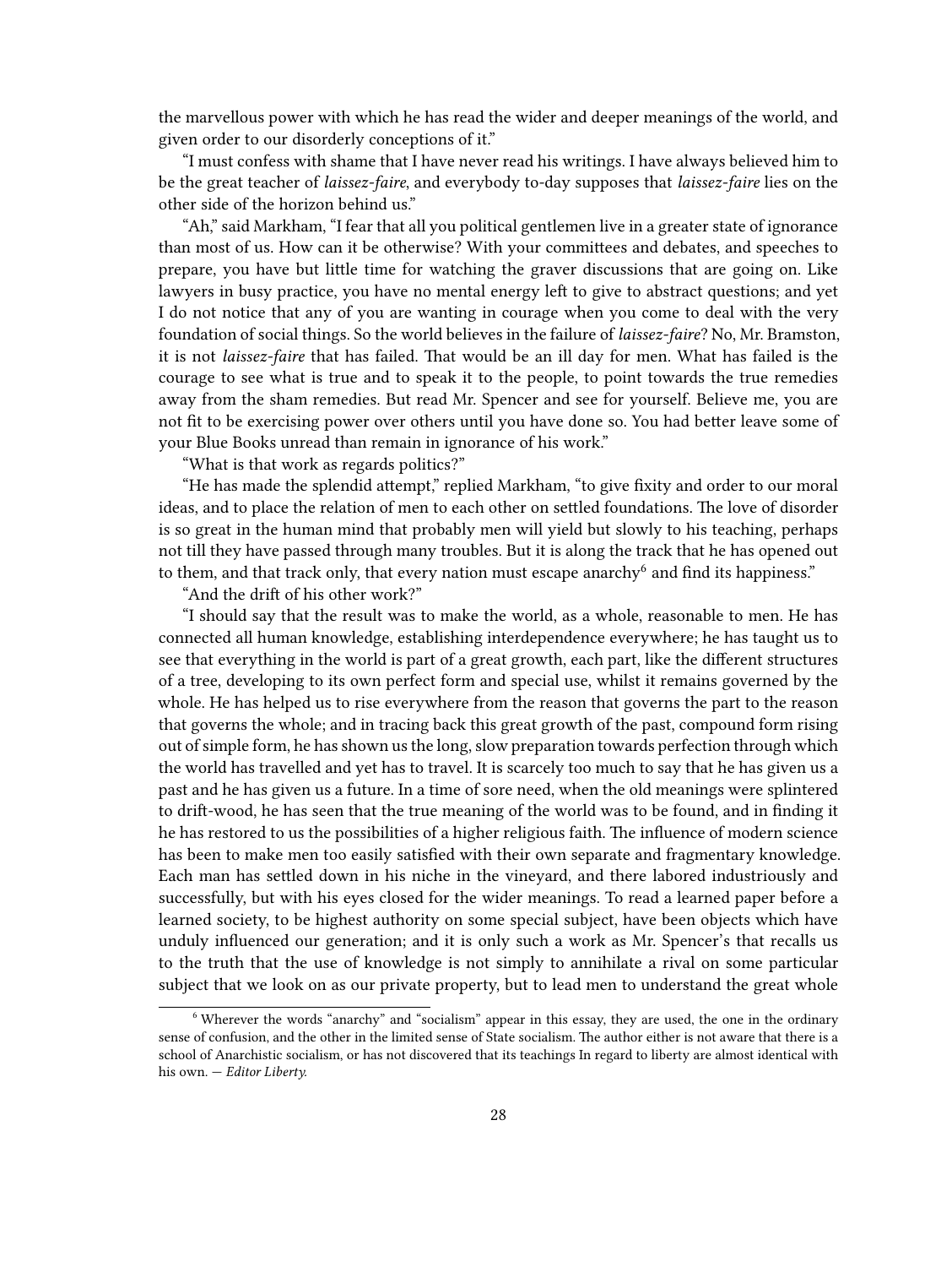the marvellous power with which he has read the wider and deeper meanings of the world, and given order to our disorderly conceptions of it."

"I must confess with shame that I have never read his writings. I have always believed him to be the great teacher of *laissez-faire*, and everybody to-day supposes that *laissez-faire* lies on the other side of the horizon behind us."

"Ah," said Markham, "I fear that all you political gentlemen live in a greater state of ignorance than most of us. How can it be otherwise? With your committees and debates, and speeches to prepare, you have but little time for watching the graver discussions that are going on. Like lawyers in busy practice, you have no mental energy left to give to abstract questions; and yet I do not notice that any of you are wanting in courage when you come to deal with the very foundation of social things. So the world believes in the failure of *laissez-faire*? No, Mr. Bramston, it is not *laissez-faire* that has failed. That would be an ill day for men. What has failed is the courage to see what is true and to speak it to the people, to point towards the true remedies away from the sham remedies. But read Mr. Spencer and see for yourself. Believe me, you are not fit to be exercising power over others until you have done so. You had better leave some of your Blue Books unread than remain in ignorance of his work."

"What is that work as regards politics?"

"He has made the splendid attempt," replied Markham, "to give fixity and order to our moral ideas, and to place the relation of men to each other on settled foundations. The love of disorder is so great in the human mind that probably men will yield but slowly to his teaching, perhaps not till they have passed through many troubles. But it is along the track that he has opened out to them, and that track only, that every nation must escape anarchy[6] and find its happiness."

"And the drift of his other work?"

"I should say that the result was to make the world, as a whole, reasonable to men. He has connected all human knowledge, establishing interdependence everywhere; he has taught us to see that everything in the world is part of a great growth, each part, like the different structures of a tree, developing to its own perfect form and special use, whilst it remains governed by the whole. He has helped us to rise everywhere from the reason that governs the part to the reason that governs the whole; and in tracing back this great growth of the past, compound form rising out of simple form, he has shown us the long, slow preparation towards perfection through which the world has travelled and yet has to travel. It is scarcely too much to say that he has given us a past and he has given us a future. In a time of sore need, when the old meanings were splintered to drift-wood, he has seen that the true meaning of the world was to be found, and in finding it he has restored to us the possibilities of a higher religious faith. The influence of modern science has been to make men too easily satisfied with their own separate and fragmentary knowledge. Each man has settled down in his niche in the vineyard, and there labored industriously and successfully, but with his eyes closed for the wider meanings. To read a learned paper before a learned society, to be highest authority on some special subject, have been objects which have unduly influenced our generation; and it is only such a work as Mr. Spencer's that recalls us to the truth that the use of knowledge is not simply to annihilate a rival on some particular subject that we look on as our private property, but to lead men to understand the great whole

---

[6] Wherever the words "anarchy" and "socialism" appear in this essay, they are used, the one in the ordinary sense of confusion, and the other in the limited sense of State socialism. The author either is not aware that there is a school of Anarchistic socialism, or has not discovered that its teachings In regard to liberty are almost identical with his own. — *Editor Liberty.*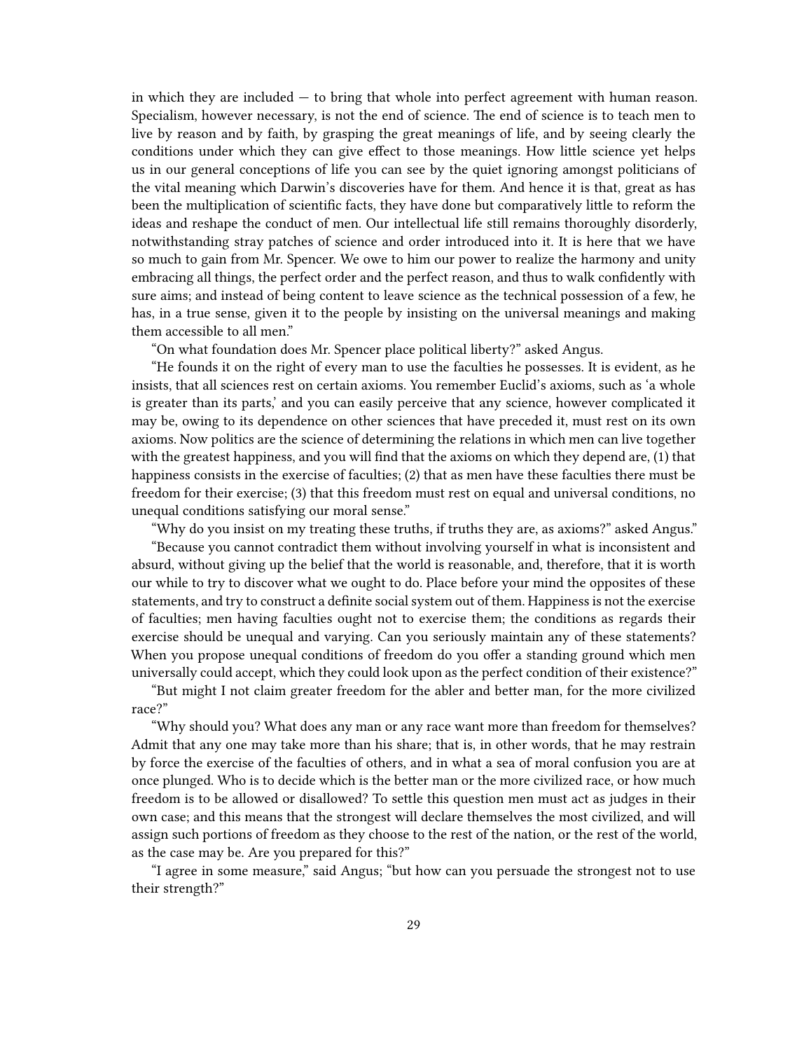in which they are included — to bring that whole into perfect agreement with human reason. Specialism, however necessary, is not the end of science. The end of science is to teach men to live by reason and by faith, by grasping the great meanings of life, and by seeing clearly the conditions under which they can give effect to those meanings. How little science yet helps us in our general conceptions of life you can see by the quiet ignoring amongst politicians of the vital meaning which Darwin's discoveries have for them. And hence it is that, great as has been the multiplication of scientific facts, they have done but comparatively little to reform the ideas and reshape the conduct of men. Our intellectual life still remains thoroughly disorderly, notwithstanding stray patches of science and order introduced into it. It is here that we have so much to gain from Mr. Spencer. We owe to him our power to realize the harmony and unity embracing all things, the perfect order and the perfect reason, and thus to walk confidently with sure aims; and instead of being content to leave science as the technical possession of a few, he has, in a true sense, given it to the people by insisting on the universal meanings and making them accessible to all men."

"On what foundation does Mr. Spencer place political liberty?" asked Angus.

"He founds it on the right of every man to use the faculties he possesses. It is evident, as he insists, that all sciences rest on certain axioms. You remember Euclid's axioms, such as 'a whole is greater than its parts,' and you can easily perceive that any science, however complicated it may be, owing to its dependence on other sciences that have preceded it, must rest on its own axioms. Now politics are the science of determining the relations in which men can live together with the greatest happiness, and you will find that the axioms on which they depend are, (1) that happiness consists in the exercise of faculties; (2) that as men have these faculties there must be freedom for their exercise; (3) that this freedom must rest on equal and universal conditions, no unequal conditions satisfying our moral sense."

"Why do you insist on my treating these truths, if truths they are, as axioms?" asked Angus."

"Because you cannot contradict them without involving yourself in what is inconsistent and absurd, without giving up the belief that the world is reasonable, and, therefore, that it is worth our while to try to discover what we ought to do. Place before your mind the opposites of these statements, and try to construct a definite social system out of them. Happiness is not the exercise of faculties; men having faculties ought not to exercise them; the conditions as regards their exercise should be unequal and varying. Can you seriously maintain any of these statements? When you propose unequal conditions of freedom do you offer a standing ground which men universally could accept, which they could look upon as the perfect condition of their existence?"

"But might I not claim greater freedom for the abler and better man, for the more civilized race?"

"Why should you? What does any man or any race want more than freedom for themselves? Admit that any one may take more than his share; that is, in other words, that he may restrain by force the exercise of the faculties of others, and in what a sea of moral confusion you are at once plunged. Who is to decide which is the better man or the more civilized race, or how much freedom is to be allowed or disallowed? To settle this question men must act as judges in their own case; and this means that the strongest will declare themselves the most civilized, and will assign such portions of freedom as they choose to the rest of the nation, or the rest of the world, as the case may be. Are you prepared for this?"

"I agree in some measure," said Angus; "but how can you persuade the strongest not to use their strength?"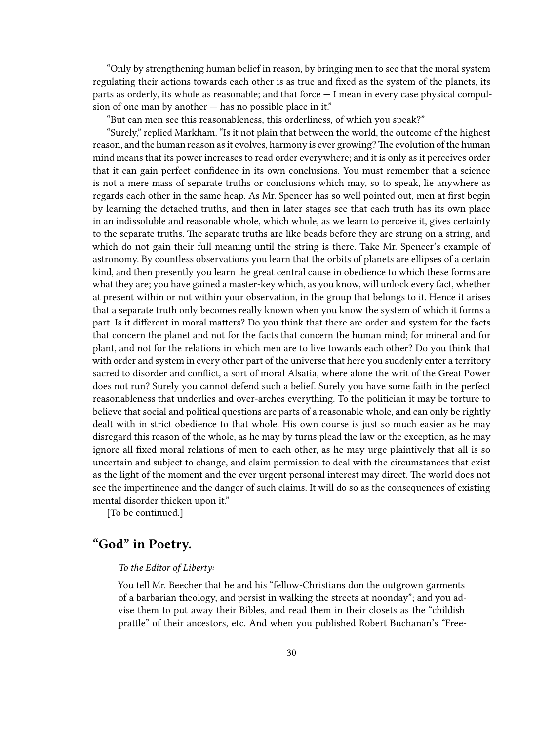"Only by strengthening human belief in reason, by bringing men to see that the moral system regulating their actions towards each other is as true and fixed as the system of the planets, its parts as orderly, its whole as reasonable; and that force — I mean in every case physical compulsion of one man by another — has no possible place in it."

"But can men see this reasonableness, this orderliness, of which you speak?"

"Surely," replied Markham. "Is it not plain that between the world, the outcome of the highest reason, and the human reason as it evolves, harmony is ever growing? The evolution of the human mind means that its power increases to read order everywhere; and it is only as it perceives order that it can gain perfect confidence in its own conclusions. You must remember that a science is not a mere mass of separate truths or conclusions which may, so to speak, lie anywhere as regards each other in the same heap. As Mr. Spencer has so well pointed out, men at first begin by learning the detached truths, and then in later stages see that each truth has its own place in an indissoluble and reasonable whole, which whole, as we learn to perceive it, gives certainty to the separate truths. The separate truths are like beads before they are strung on a string, and which do not gain their full meaning until the string is there. Take Mr. Spencer's example of astronomy. By countless observations you learn that the orbits of planets are ellipses of a certain kind, and then presently you learn the great central cause in obedience to which these forms are what they are; you have gained a master-key which, as you know, will unlock every fact, whether at present within or not within your observation, in the group that belongs to it. Hence it arises that a separate truth only becomes really known when you know the system of which it forms a part. Is it different in moral matters? Do you think that there are order and system for the facts that concern the planet and not for the facts that concern the human mind; for mineral and for plant, and not for the relations in which men are to live towards each other? Do you think that with order and system in every other part of the universe that here you suddenly enter a territory sacred to disorder and conflict, a sort of moral Alsatia, where alone the writ of the Great Power does not run? Surely you cannot defend such a belief. Surely you have some faith in the perfect reasonableness that underlies and over-arches everything. To the politician it may be torture to believe that social and political questions are parts of a reasonable whole, and can only be rightly dealt with in strict obedience to that whole. His own course is just so much easier as he may disregard this reason of the whole, as he may by turns plead the law or the exception, as he may ignore all fixed moral relations of men to each other, as he may urge plaintively that all is so uncertain and subject to change, and claim permission to deal with the circumstances that exist as the light of the moment and the ever urgent personal interest may direct. The world does not see the impertinence and the danger of such claims. It will do so as the consequences of existing mental disorder thicken upon it."

[To be continued.]

## "God" in Poetry.

> *To the Editor of Liberty:*
>
> You tell Mr. Beecher that he and his "fellow-Christians don the outgrown garments of a barbarian theology, and persist in walking the streets at noonday"; and you advise them to put away their Bibles, and read them in their closets as the "childish prattle" of their ancestors, etc. And when you published Robert Buchanan's "Free-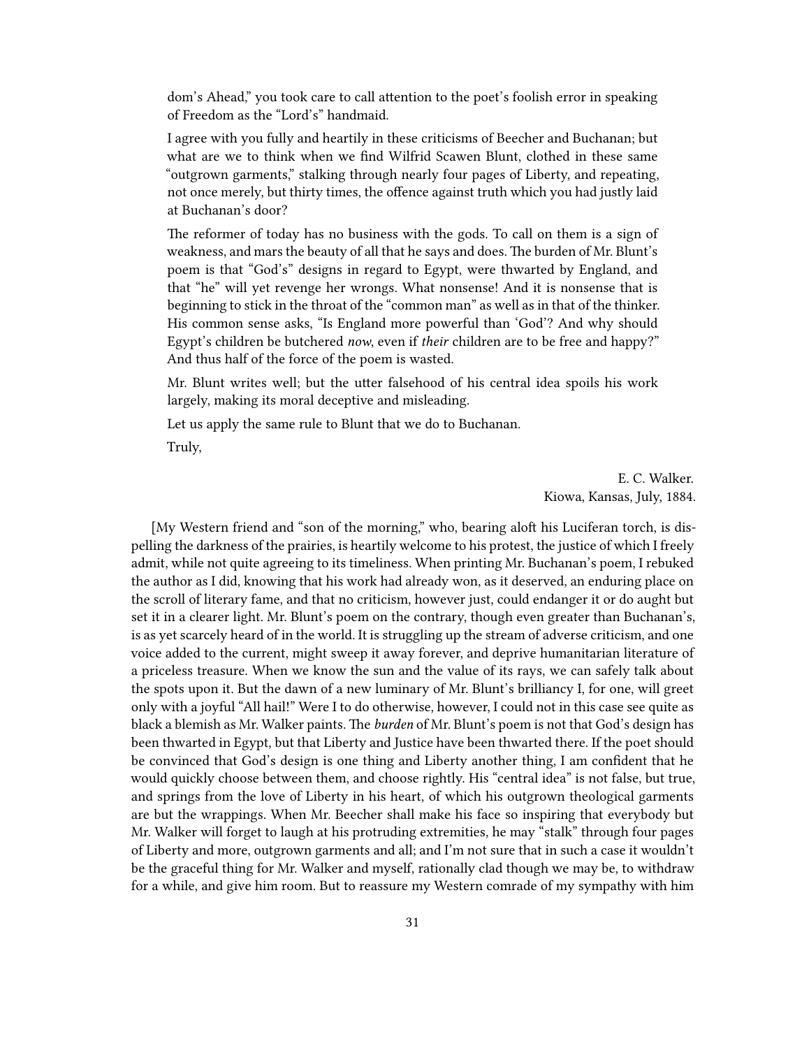dom's Ahead," you took care to call attention to the poet's foolish error in speaking of Freedom as the "Lord's" handmaid.

I agree with you fully and heartily in these criticisms of Beecher and Buchanan; but what are we to think when we find Wilfrid Scawen Blunt, clothed in these same "outgrown garments," stalking through nearly four pages of Liberty, and repeating, not once merely, but thirty times, the offence against truth which you had justly laid at Buchanan's door?

The reformer of today has no business with the gods. To call on them is a sign of weakness, and mars the beauty of all that he says and does. The burden of Mr. Blunt's poem is that "God's" designs in regard to Egypt, were thwarted by England, and that "he" will yet revenge her wrongs. What nonsense! And it is nonsense that is beginning to stick in the throat of the "common man" as well as in that of the thinker. His common sense asks, "Is England more powerful than 'God'? And why should Egypt's children be butchered *now*, even if *their* children are to be free and happy?" And thus half of the force of the poem is wasted.

Mr. Blunt writes well; but the utter falsehood of his central idea spoils his work largely, making its moral deceptive and misleading.

Let us apply the same rule to Blunt that we do to Buchanan.

Truly,

E. C. Walker.
Kiowa, Kansas, July, 1884.

[My Western friend and "son of the morning," who, bearing aloft his Luciferan torch, is dispelling the darkness of the prairies, is heartily welcome to his protest, the justice of which I freely admit, while not quite agreeing to its timeliness. When printing Mr. Buchanan's poem, I rebuked the author as I did, knowing that his work had already won, as it deserved, an enduring place on the scroll of literary fame, and that no criticism, however just, could endanger it or do aught but set it in a clearer light. Mr. Blunt's poem on the contrary, though even greater than Buchanan's, is as yet scarcely heard of in the world. It is struggling up the stream of adverse criticism, and one voice added to the current, might sweep it away forever, and deprive humanitarian literature of a priceless treasure. When we know the sun and the value of its rays, we can safely talk about the spots upon it. But the dawn of a new luminary of Mr. Blunt's brilliancy I, for one, will greet only with a joyful "All hail!" Were I to do otherwise, however, I could not in this case see quite as black a blemish as Mr. Walker paints. The *burden* of Mr. Blunt's poem is not that God's design has been thwarted in Egypt, but that Liberty and Justice have been thwarted there. If the poet should be convinced that God's design is one thing and Liberty another thing, I am confident that he would quickly choose between them, and choose rightly. His "central idea" is not false, but true, and springs from the love of Liberty in his heart, of which his outgrown theological garments are but the wrappings. When Mr. Beecher shall make his face so inspiring that everybody but Mr. Walker will forget to laugh at his protruding extremities, he may "stalk" through four pages of Liberty and more, outgrown garments and all; and I'm not sure that in such a case it wouldn't be the graceful thing for Mr. Walker and myself, rationally clad though we may be, to withdraw for a while, and give him room. But to reassure my Western comrade of my sympathy with him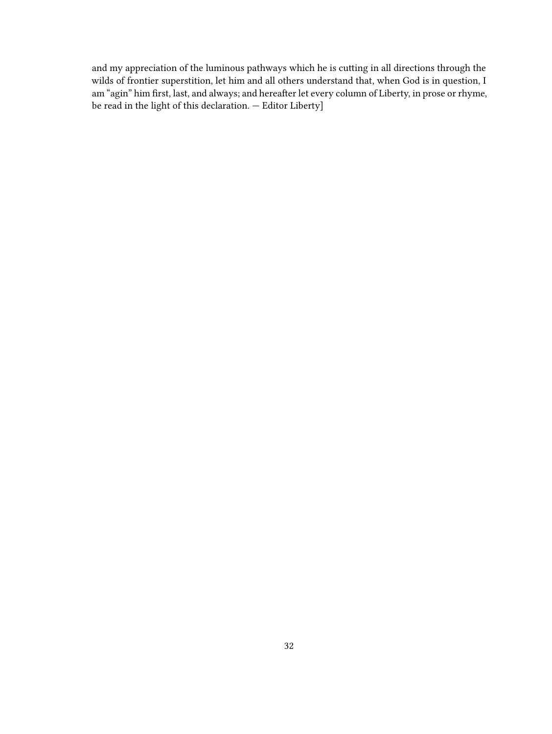and my appreciation of the luminous pathways which he is cutting in all directions through the wilds of frontier superstition, let him and all others understand that, when God is in question, I am "agin" him first, last, and always; and hereafter let every column of Liberty, in prose or rhyme, be read in the light of this declaration. — Editor Liberty]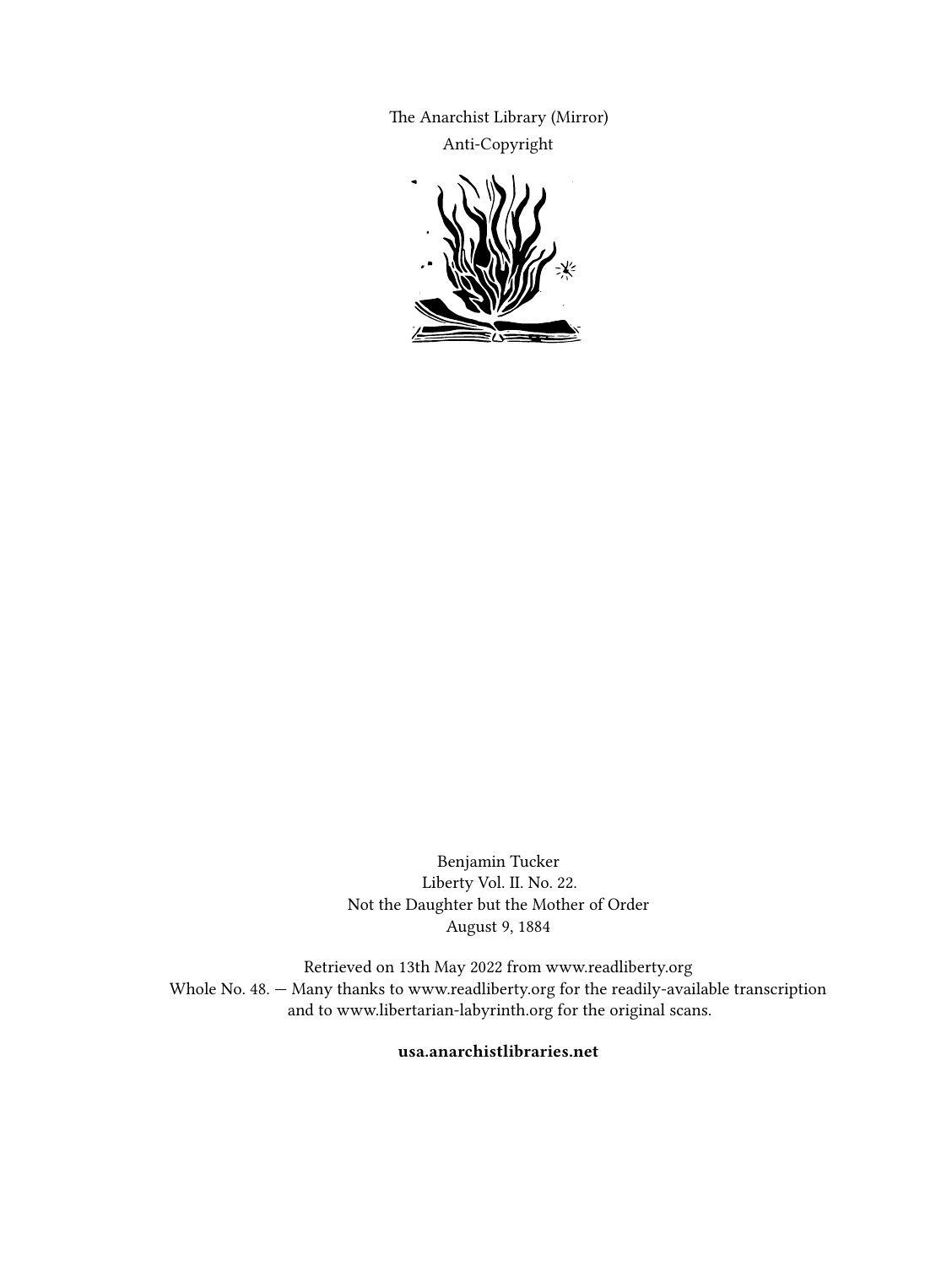The Anarchist Library (Mirror)
Anti-Copyright

Benjamin Tucker
Liberty Vol. II. No. 22.
Not the Daughter but the Mother of Order
August 9, 1884

Retrieved on 13th May 2022 from www.readliberty.org
Whole No. 48. — Many thanks to www.readliberty.org for the readily-available transcription and to www.libertarian-labyrinth.org for the original scans.

**usa.anarchistlibraries.net**